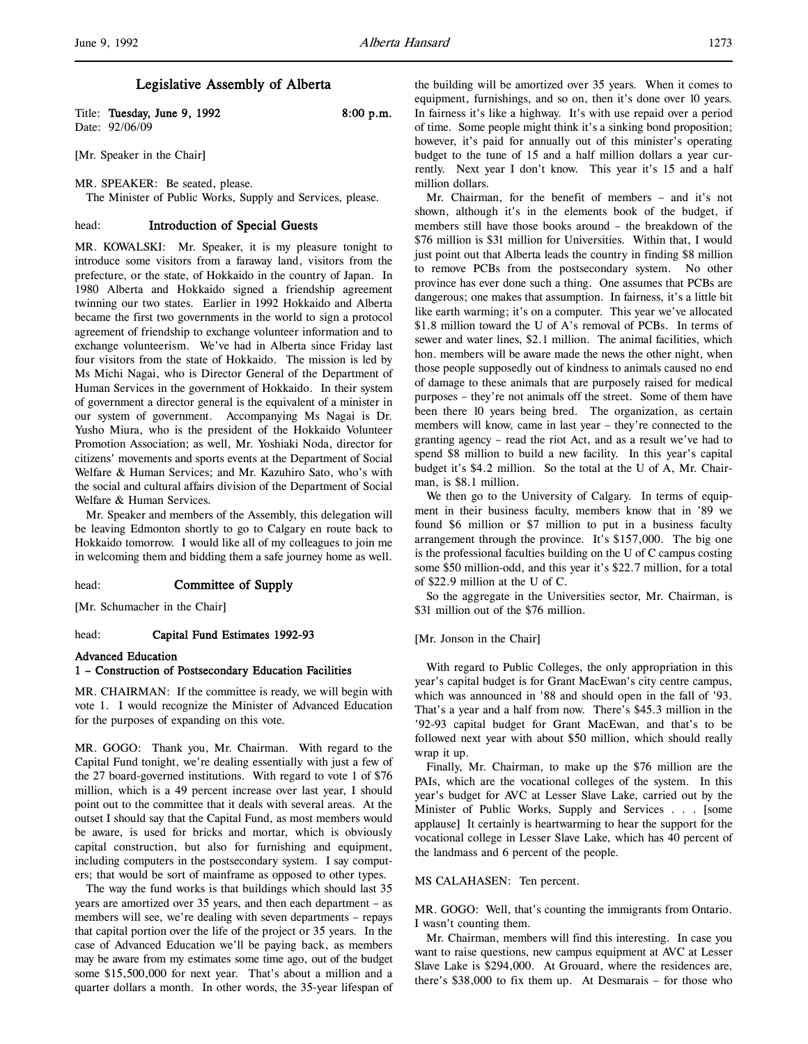## Legislative Assembly of Alberta

Title: **Tuesday, June 9, 1992** **8:00 p.m.**
Date: 92/06/09

[Mr. Speaker in the Chair]

MR. SPEAKER: Be seated, please.
The Minister of Public Works, Supply and Services, please.

head: **Introduction of Special Guests**

MR. KOWALSKI: Mr. Speaker, it is my pleasure tonight to introduce some visitors from a faraway land, visitors from the prefecture, or the state, of Hokkaido in the country of Japan. In 1980 Alberta and Hokkaido signed a friendship agreement twinning our two states. Earlier in 1992 Hokkaido and Alberta became the first two governments in the world to sign a protocol agreement of friendship to exchange volunteer information and to exchange volunteerism. We've had in Alberta since Friday last four visitors from the state of Hokkaido. The mission is led by Ms Michi Nagai, who is Director General of the Department of Human Services in the government of Hokkaido. In their system of government a director general is the equivalent of a minister in our system of government. Accompanying Ms Nagai is Dr. Yusho Miura, who is the president of the Hokkaido Volunteer Promotion Association; as well, Mr. Yoshiaki Noda, director for citizens' movements and sports events at the Department of Social Welfare & Human Services; and Mr. Kazuhiro Sato, who's with the social and cultural affairs division of the Department of Social Welfare & Human Services.

Mr. Speaker and members of the Assembly, this delegation will be leaving Edmonton shortly to go to Calgary en route back to Hokkaido tomorrow. I would like all of my colleagues to join me in welcoming them and bidding them a safe journey home as well.

head: **Committee of Supply**

[Mr. Schumacher in the Chair]

head: **Capital Fund Estimates 1992-93**

**Advanced Education**
**1 – Construction of Postsecondary Education Facilities**

MR. CHAIRMAN: If the committee is ready, we will begin with vote 1. I would recognize the Minister of Advanced Education for the purposes of expanding on this vote.

MR. GOGO: Thank you, Mr. Chairman. With regard to the Capital Fund tonight, we're dealing essentially with just a few of the 27 board-governed institutions. With regard to vote 1 of $76 million, which is a 49 percent increase over last year, I should point out to the committee that it deals with several areas. At the outset I should say that the Capital Fund, as most members would be aware, is used for bricks and mortar, which is obviously capital construction, but also for furnishing and equipment, including computers in the postsecondary system. I say computers; that would be sort of mainframe as opposed to other types.

The way the fund works is that buildings which should last 35 years are amortized over 35 years, and then each department – as members will see, we're dealing with seven departments – repays that capital portion over the life of the project or 35 years. In the case of Advanced Education we'll be paying back, as members may be aware from my estimates some time ago, out of the budget some $15,500,000 for next year. That's about a million and a quarter dollars a month. In other words, the 35-year lifespan of the building will be amortized over 35 years. When it comes to equipment, furnishings, and so on, then it's done over 10 years. In fairness it's like a highway. It's with use repaid over a period of time. Some people might think it's a sinking bond proposition; however, it's paid for annually out of this minister's operating budget to the tune of 15 and a half million dollars a year currently. Next year I don't know. This year it's 15 and a half million dollars.

Mr. Chairman, for the benefit of members – and it's not shown, although it's in the elements book of the budget, if members still have those books around – the breakdown of the $76 million is $31 million for Universities. Within that, I would just point out that Alberta leads the country in finding $8 million to remove PCBs from the postsecondary system. No other province has ever done such a thing. One assumes that PCBs are dangerous; one makes that assumption. In fairness, it's a little bit like earth warming; it's on a computer. This year we've allocated $1.8 million toward the U of A's removal of PCBs. In terms of sewer and water lines, $2.1 million. The animal facilities, which hon. members will be aware made the news the other night, when those people supposedly out of kindness to animals caused no end of damage to these animals that are purposely raised for medical purposes – they're not animals off the street. Some of them have been there 10 years being bred. The organization, as certain members will know, came in last year – they're connected to the granting agency – read the riot Act, and as a result we've had to spend $8 million to build a new facility. In this year's capital budget it's $4.2 million. So the total at the U of A, Mr. Chairman, is $8.1 million.

We then go to the University of Calgary. In terms of equipment in their business faculty, members know that in '89 we found $6 million or $7 million to put in a business faculty arrangement through the province. It's $157,000. The big one is the professional faculties building on the U of C campus costing some $50 million-odd, and this year it's $22.7 million, for a total of $22.9 million at the U of C.

So the aggregate in the Universities sector, Mr. Chairman, is $31 million out of the $76 million.

[Mr. Jonson in the Chair]

With regard to Public Colleges, the only appropriation in this year's capital budget is for Grant MacEwan's city centre campus, which was announced in '88 and should open in the fall of '93. That's a year and a half from now. There's $45.3 million in the '92-93 capital budget for Grant MacEwan, and that's to be followed next year with about $50 million, which should really wrap it up.

Finally, Mr. Chairman, to make up the $76 million are the PAIs, which are the vocational colleges of the system. In this year's budget for AVC at Lesser Slave Lake, carried out by the Minister of Public Works, Supply and Services . . . [some applause] It certainly is heartwarming to hear the support for the vocational college in Lesser Slave Lake, which has 40 percent of the landmass and 6 percent of the people.

MS CALAHASEN: Ten percent.

MR. GOGO: Well, that's counting the immigrants from Ontario. I wasn't counting them.

Mr. Chairman, members will find this interesting. In case you want to raise questions, new campus equipment at AVC at Lesser Slave Lake is $294,000. At Grouard, where the residences are, there's $38,000 to fix them up. At Desmarais – for those who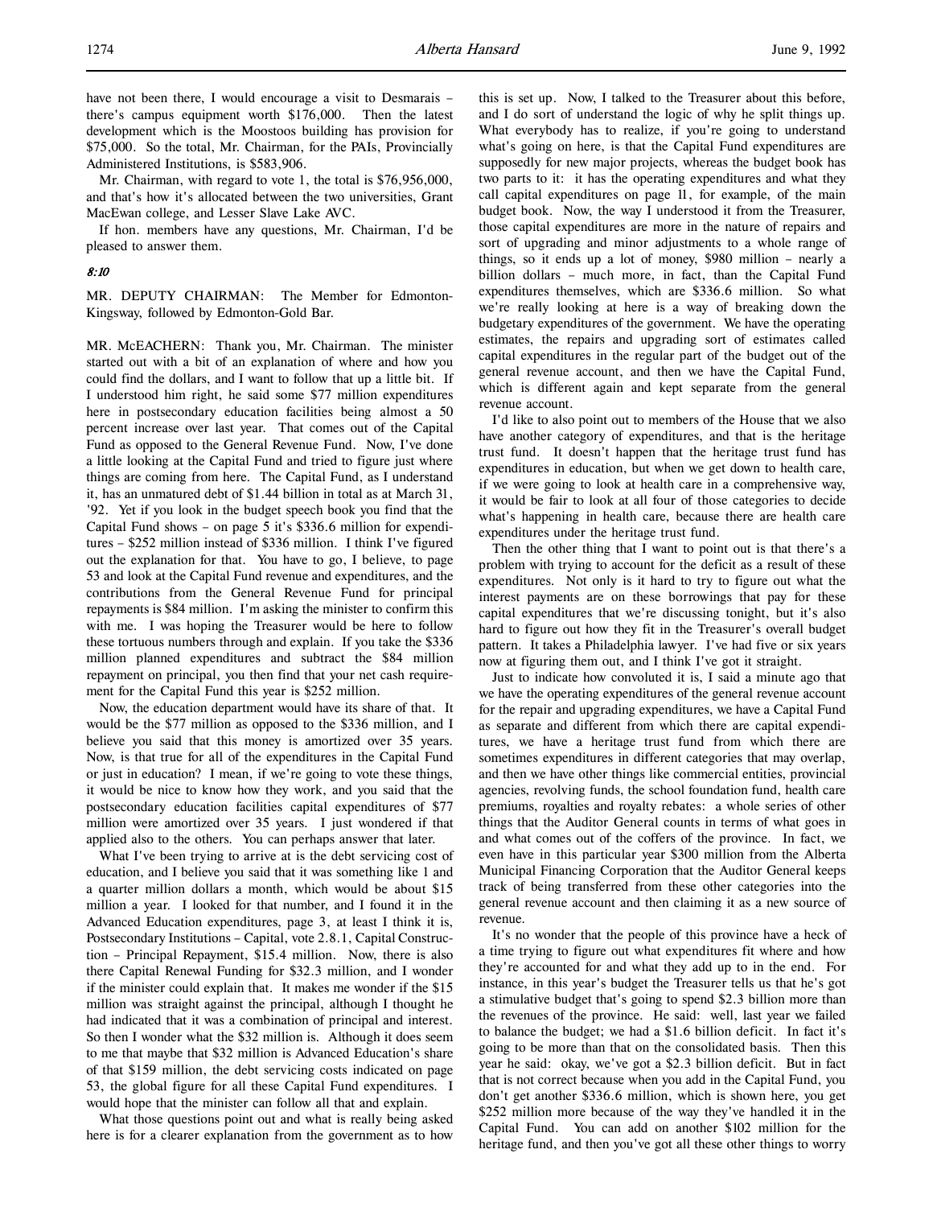have not been there, I would encourage a visit to Desmarais – there's campus equipment worth $176,000. Then the latest development which is the Moostoos building has provision for $75,000. So the total, Mr. Chairman, for the PAIs, Provincially Administered Institutions, is $583,906.

Mr. Chairman, with regard to vote 1, the total is $76,956,000, and that's how it's allocated between the two universities, Grant MacEwan college, and Lesser Slave Lake AVC.

If hon. members have any questions, Mr. Chairman, I'd be pleased to answer them.

*8:10*

MR. DEPUTY CHAIRMAN: The Member for Edmonton-Kingsway, followed by Edmonton-Gold Bar.

MR. McEACHERN: Thank you, Mr. Chairman. The minister started out with a bit of an explanation of where and how you could find the dollars, and I want to follow that up a little bit. If I understood him right, he said some $77 million expenditures here in postsecondary education facilities being almost a 50 percent increase over last year. That comes out of the Capital Fund as opposed to the General Revenue Fund. Now, I've done a little looking at the Capital Fund and tried to figure just where things are coming from here. The Capital Fund, as I understand it, has an unmatured debt of $1.44 billion in total as at March 31, '92. Yet if you look in the budget speech book you find that the Capital Fund shows – on page 5 it's $336.6 million for expenditures – $252 million instead of $336 million. I think I've figured out the explanation for that. You have to go, I believe, to page 53 and look at the Capital Fund revenue and expenditures, and the contributions from the General Revenue Fund for principal repayments is $84 million. I'm asking the minister to confirm this with me. I was hoping the Treasurer would be here to follow these tortuous numbers through and explain. If you take the $336 million planned expenditures and subtract the $84 million repayment on principal, you then find that your net cash requirement for the Capital Fund this year is $252 million.

Now, the education department would have its share of that. It would be the $77 million as opposed to the $336 million, and I believe you said that this money is amortized over 35 years. Now, is that true for all of the expenditures in the Capital Fund or just in education? I mean, if we're going to vote these things, it would be nice to know how they work, and you said that the postsecondary education facilities capital expenditures of $77 million were amortized over 35 years. I just wondered if that applied also to the others. You can perhaps answer that later.

What I've been trying to arrive at is the debt servicing cost of education, and I believe you said that it was something like 1 and a quarter million dollars a month, which would be about $15 million a year. I looked for that number, and I found it in the Advanced Education expenditures, page 3, at least I think it is, Postsecondary Institutions – Capital, vote 2.8.1, Capital Construction – Principal Repayment, $15.4 million. Now, there is also there Capital Renewal Funding for $32.3 million, and I wonder if the minister could explain that. It makes me wonder if the $15 million was straight against the principal, although I thought he had indicated that it was a combination of principal and interest. So then I wonder what the $32 million is. Although it does seem to me that maybe that $32 million is Advanced Education's share of that $159 million, the debt servicing costs indicated on page 53, the global figure for all these Capital Fund expenditures. I would hope that the minister can follow all that and explain.

What those questions point out and what is really being asked here is for a clearer explanation from the government as to how this is set up. Now, I talked to the Treasurer about this before, and I do sort of understand the logic of why he split things up. What everybody has to realize, if you're going to understand what's going on here, is that the Capital Fund expenditures are supposedly for new major projects, whereas the budget book has two parts to it: it has the operating expenditures and what they call capital expenditures on page 11, for example, of the main budget book. Now, the way I understood it from the Treasurer, those capital expenditures are more in the nature of repairs and sort of upgrading and minor adjustments to a whole range of things, so it ends up a lot of money, $980 million – nearly a billion dollars – much more, in fact, than the Capital Fund expenditures themselves, which are $336.6 million. So what we're really looking at here is a way of breaking down the budgetary expenditures of the government. We have the operating estimates, the repairs and upgrading sort of estimates called capital expenditures in the regular part of the budget out of the general revenue account, and then we have the Capital Fund, which is different again and kept separate from the general revenue account.

I'd like to also point out to members of the House that we also have another category of expenditures, and that is the heritage trust fund. It doesn't happen that the heritage trust fund has expenditures in education, but when we get down to health care, if we were going to look at health care in a comprehensive way, it would be fair to look at all four of those categories to decide what's happening in health care, because there are health care expenditures under the heritage trust fund.

Then the other thing that I want to point out is that there's a problem with trying to account for the deficit as a result of these expenditures. Not only is it hard to try to figure out what the interest payments are on these borrowings that pay for these capital expenditures that we're discussing tonight, but it's also hard to figure out how they fit in the Treasurer's overall budget pattern. It takes a Philadelphia lawyer. I've had five or six years now at figuring them out, and I think I've got it straight.

Just to indicate how convoluted it is, I said a minute ago that we have the operating expenditures of the general revenue account for the repair and upgrading expenditures, we have a Capital Fund as separate and different from which there are capital expenditures, we have a heritage trust fund from which there are sometimes expenditures in different categories that may overlap, and then we have other things like commercial entities, provincial agencies, revolving funds, the school foundation fund, health care premiums, royalties and royalty rebates: a whole series of other things that the Auditor General counts in terms of what goes in and what comes out of the coffers of the province. In fact, we even have in this particular year $300 million from the Alberta Municipal Financing Corporation that the Auditor General keeps track of being transferred from these other categories into the general revenue account and then claiming it as a new source of revenue.

It's no wonder that the people of this province have a heck of a time trying to figure out what expenditures fit where and how they're accounted for and what they add up to in the end. For instance, in this year's budget the Treasurer tells us that he's got a stimulative budget that's going to spend $2.3 billion more than the revenues of the province. He said: well, last year we failed to balance the budget; we had a $1.6 billion deficit. In fact it's going to be more than that on the consolidated basis. Then this year he said: okay, we've got a $2.3 billion deficit. But in fact that is not correct because when you add in the Capital Fund, you don't get another $336.6 million, which is shown here, you get $252 million more because of the way they've handled it in the Capital Fund. You can add on another $102 million for the heritage fund, and then you've got all these other things to worry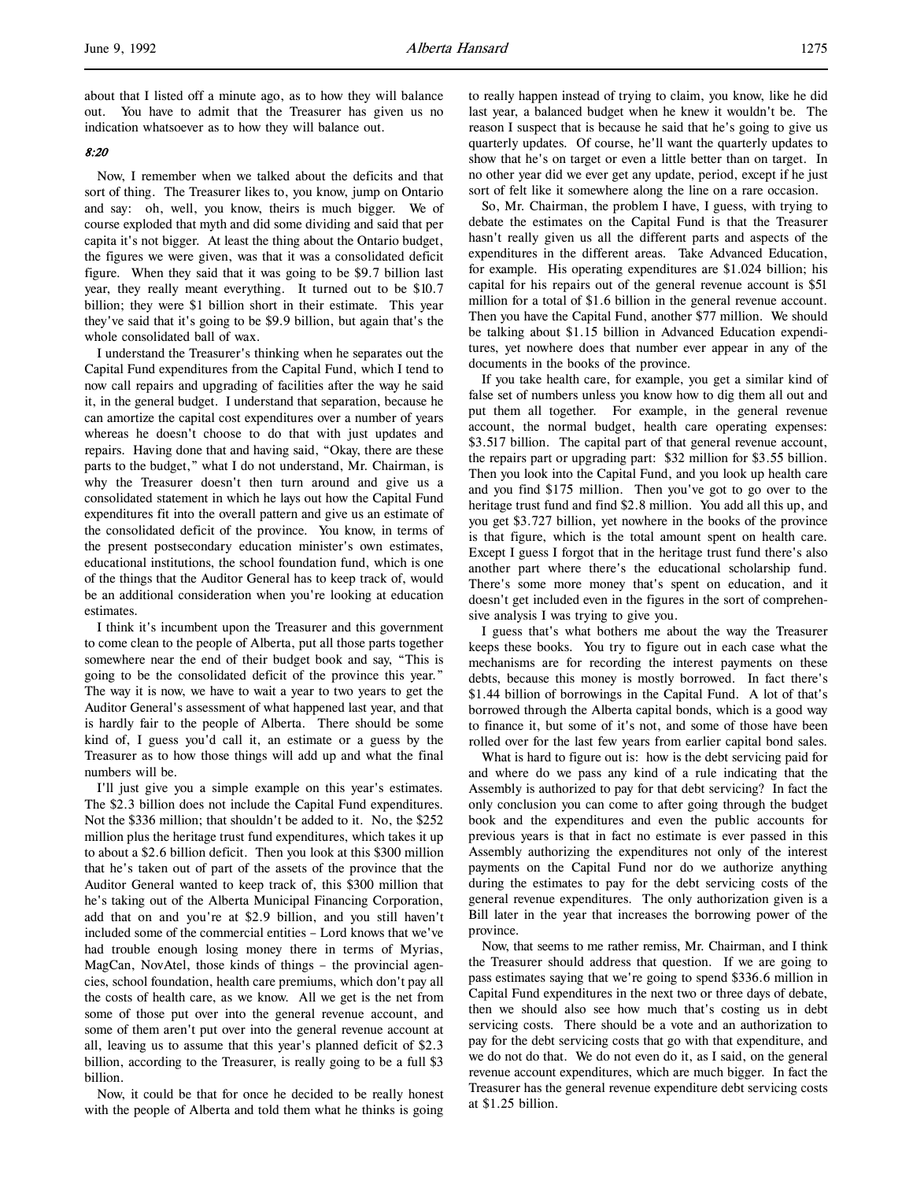about that I listed off a minute ago, as to how they will balance out. You have to admit that the Treasurer has given us no indication whatsoever as to how they will balance out.

*8:20*

Now, I remember when we talked about the deficits and that sort of thing. The Treasurer likes to, you know, jump on Ontario and say: oh, well, you know, theirs is much bigger. We of course exploded that myth and did some dividing and said that per capita it's not bigger. At least the thing about the Ontario budget, the figures we were given, was that it was a consolidated deficit figure. When they said that it was going to be $9.7 billion last year, they really meant everything. It turned out to be $10.7 billion; they were $1 billion short in their estimate. This year they've said that it's going to be $9.9 billion, but again that's the whole consolidated ball of wax.

I understand the Treasurer's thinking when he separates out the Capital Fund expenditures from the Capital Fund, which I tend to now call repairs and upgrading of facilities after the way he said it, in the general budget. I understand that separation, because he can amortize the capital cost expenditures over a number of years whereas he doesn't choose to do that with just updates and repairs. Having done that and having said, "Okay, there are these parts to the budget," what I do not understand, Mr. Chairman, is why the Treasurer doesn't then turn around and give us a consolidated statement in which he lays out how the Capital Fund expenditures fit into the overall pattern and give us an estimate of the consolidated deficit of the province. You know, in terms of the present postsecondary education minister's own estimates, educational institutions, the school foundation fund, which is one of the things that the Auditor General has to keep track of, would be an additional consideration when you're looking at education estimates.

I think it's incumbent upon the Treasurer and this government to come clean to the people of Alberta, put all those parts together somewhere near the end of their budget book and say, "This is going to be the consolidated deficit of the province this year." The way it is now, we have to wait a year to two years to get the Auditor General's assessment of what happened last year, and that is hardly fair to the people of Alberta. There should be some kind of, I guess you'd call it, an estimate or a guess by the Treasurer as to how those things will add up and what the final numbers will be.

I'll just give you a simple example on this year's estimates. The $2.3 billion does not include the Capital Fund expenditures. Not the $336 million; that shouldn't be added to it. No, the $252 million plus the heritage trust fund expenditures, which takes it up to about a $2.6 billion deficit. Then you look at this $300 million that he's taken out of part of the assets of the province that the Auditor General wanted to keep track of, this $300 million that he's taking out of the Alberta Municipal Financing Corporation, add that on and you're at $2.9 billion, and you still haven't included some of the commercial entities – Lord knows that we've had trouble enough losing money there in terms of Myrias, MagCan, NovAtel, those kinds of things – the provincial agencies, school foundation, health care premiums, which don't pay all the costs of health care, as we know. All we get is the net from some of those put over into the general revenue account, and some of them aren't put over into the general revenue account at all, leaving us to assume that this year's planned deficit of $2.3 billion, according to the Treasurer, is really going to be a full $3 billion.

Now, it could be that for once he decided to be really honest with the people of Alberta and told them what he thinks is going to really happen instead of trying to claim, you know, like he did last year, a balanced budget when he knew it wouldn't be. The reason I suspect that is because he said that he's going to give us quarterly updates. Of course, he'll want the quarterly updates to show that he's on target or even a little better than on target. In no other year did we ever get any update, period, except if he just sort of felt like it somewhere along the line on a rare occasion.

So, Mr. Chairman, the problem I have, I guess, with trying to debate the estimates on the Capital Fund is that the Treasurer hasn't really given us all the different parts and aspects of the expenditures in the different areas. Take Advanced Education, for example. His operating expenditures are $1.024 billion; his capital for his repairs out of the general revenue account is $51 million for a total of $1.6 billion in the general revenue account. Then you have the Capital Fund, another $77 million. We should be talking about $1.15 billion in Advanced Education expenditures, yet nowhere does that number ever appear in any of the documents in the books of the province.

If you take health care, for example, you get a similar kind of false set of numbers unless you know how to dig them all out and put them all together. For example, in the general revenue account, the normal budget, health care operating expenses: $3.517 billion. The capital part of that general revenue account, the repairs part or upgrading part: $32 million for $3.55 billion. Then you look into the Capital Fund, and you look up health care and you find $175 million. Then you've got to go over to the heritage trust fund and find $2.8 million. You add all this up, and you get $3.727 billion, yet nowhere in the books of the province is that figure, which is the total amount spent on health care. Except I guess I forgot that in the heritage trust fund there's also another part where there's the educational scholarship fund. There's some more money that's spent on education, and it doesn't get included even in the figures in the sort of comprehensive analysis I was trying to give you.

I guess that's what bothers me about the way the Treasurer keeps these books. You try to figure out in each case what the mechanisms are for recording the interest payments on these debts, because this money is mostly borrowed. In fact there's $1.44 billion of borrowings in the Capital Fund. A lot of that's borrowed through the Alberta capital bonds, which is a good way to finance it, but some of it's not, and some of those have been rolled over for the last few years from earlier capital bond sales.

What is hard to figure out is: how is the debt servicing paid for and where do we pass any kind of a rule indicating that the Assembly is authorized to pay for that debt servicing? In fact the only conclusion you can come to after going through the budget book and the expenditures and even the public accounts for previous years is that in fact no estimate is ever passed in this Assembly authorizing the expenditures not only of the interest payments on the Capital Fund nor do we authorize anything during the estimates to pay for the debt servicing costs of the general revenue expenditures. The only authorization given is a Bill later in the year that increases the borrowing power of the province.

Now, that seems to me rather remiss, Mr. Chairman, and I think the Treasurer should address that question. If we are going to pass estimates saying that we're going to spend $336.6 million in Capital Fund expenditures in the next two or three days of debate, then we should also see how much that's costing us in debt servicing costs. There should be a vote and an authorization to pay for the debt servicing costs that go with that expenditure, and we do not do that. We do not even do it, as I said, on the general revenue account expenditures, which are much bigger. In fact the Treasurer has the general revenue expenditure debt servicing costs at $1.25 billion.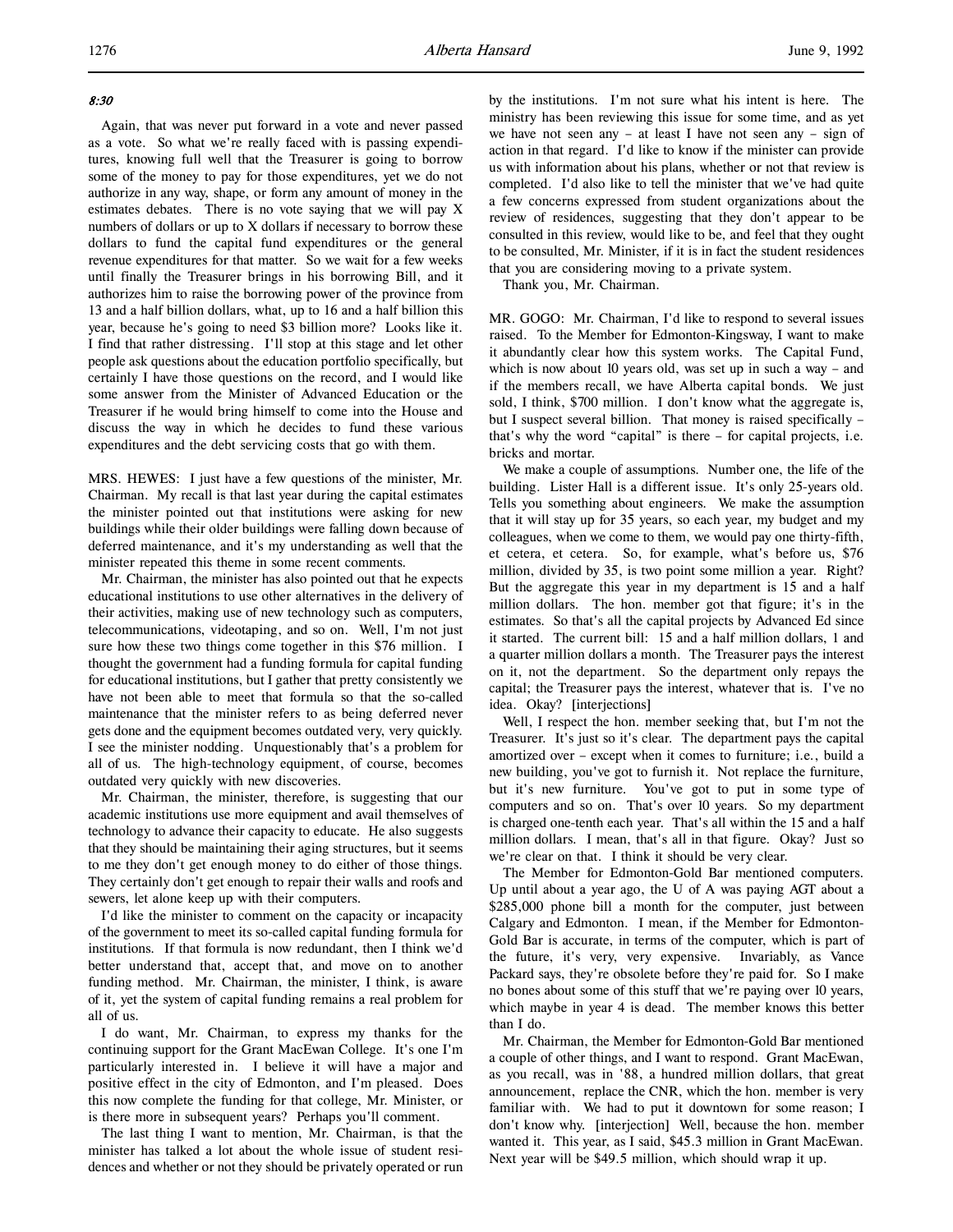*8:30*

Again, that was never put forward in a vote and never passed as a vote. So what we're really faced with is passing expenditures, knowing full well that the Treasurer is going to borrow some of the money to pay for those expenditures, yet we do not authorize in any way, shape, or form any amount of money in the estimates debates. There is no vote saying that we will pay X numbers of dollars or up to X dollars if necessary to borrow these dollars to fund the capital fund expenditures or the general revenue expenditures for that matter. So we wait for a few weeks until finally the Treasurer brings in his borrowing Bill, and it authorizes him to raise the borrowing power of the province from 13 and a half billion dollars, what, up to 16 and a half billion this year, because he's going to need $3 billion more? Looks like it. I find that rather distressing. I'll stop at this stage and let other people ask questions about the education portfolio specifically, but certainly I have those questions on the record, and I would like some answer from the Minister of Advanced Education or the Treasurer if he would bring himself to come into the House and discuss the way in which he decides to fund these various expenditures and the debt servicing costs that go with them.

MRS. HEWES: I just have a few questions of the minister, Mr. Chairman. My recall is that last year during the capital estimates the minister pointed out that institutions were asking for new buildings while their older buildings were falling down because of deferred maintenance, and it's my understanding as well that the minister repeated this theme in some recent comments.

Mr. Chairman, the minister has also pointed out that he expects educational institutions to use other alternatives in the delivery of their activities, making use of new technology such as computers, telecommunications, videotaping, and so on. Well, I'm not just sure how these two things come together in this $76 million. I thought the government had a funding formula for capital funding for educational institutions, but I gather that pretty consistently we have not been able to meet that formula so that the so-called maintenance that the minister refers to as being deferred never gets done and the equipment becomes outdated very, very quickly. I see the minister nodding. Unquestionably that's a problem for all of us. The high-technology equipment, of course, becomes outdated very quickly with new discoveries.

Mr. Chairman, the minister, therefore, is suggesting that our academic institutions use more equipment and avail themselves of technology to advance their capacity to educate. He also suggests that they should be maintaining their aging structures, but it seems to me they don't get enough money to do either of those things. They certainly don't get enough to repair their walls and roofs and sewers, let alone keep up with their computers.

I'd like the minister to comment on the capacity or incapacity of the government to meet its so-called capital funding formula for institutions. If that formula is now redundant, then I think we'd better understand that, accept that, and move on to another funding method. Mr. Chairman, the minister, I think, is aware of it, yet the system of capital funding remains a real problem for all of us.

I do want, Mr. Chairman, to express my thanks for the continuing support for the Grant MacEwan College. It's one I'm particularly interested in. I believe it will have a major and positive effect in the city of Edmonton, and I'm pleased. Does this now complete the funding for that college, Mr. Minister, or is there more in subsequent years? Perhaps you'll comment.

The last thing I want to mention, Mr. Chairman, is that the minister has talked a lot about the whole issue of student residences and whether or not they should be privately operated or run by the institutions. I'm not sure what his intent is here. The ministry has been reviewing this issue for some time, and as yet we have not seen any – at least I have not seen any – sign of action in that regard. I'd like to know if the minister can provide us with information about his plans, whether or not that review is completed. I'd also like to tell the minister that we've had quite a few concerns expressed from student organizations about the review of residences, suggesting that they don't appear to be consulted in this review, would like to be, and feel that they ought to be consulted, Mr. Minister, if it is in fact the student residences that you are considering moving to a private system.

Thank you, Mr. Chairman.

MR. GOGO: Mr. Chairman, I'd like to respond to several issues raised. To the Member for Edmonton-Kingsway, I want to make it abundantly clear how this system works. The Capital Fund, which is now about 10 years old, was set up in such a way – and if the members recall, we have Alberta capital bonds. We just sold, I think, $700 million. I don't know what the aggregate is, but I suspect several billion. That money is raised specifically – that's why the word "capital" is there – for capital projects, i.e. bricks and mortar.

We make a couple of assumptions. Number one, the life of the building. Lister Hall is a different issue. It's only 25-years old. Tells you something about engineers. We make the assumption that it will stay up for 35 years, so each year, my budget and my colleagues, when we come to them, we would pay one thirty-fifth, et cetera, et cetera. So, for example, what's before us, $76 million, divided by 35, is two point some million a year. Right? But the aggregate this year in my department is 15 and a half million dollars. The hon. member got that figure; it's in the estimates. So that's all the capital projects by Advanced Ed since it started. The current bill: 15 and a half million dollars, 1 and a quarter million dollars a month. The Treasurer pays the interest on it, not the department. So the department only repays the capital; the Treasurer pays the interest, whatever that is. I've no idea. Okay? [interjections]

Well, I respect the hon. member seeking that, but I'm not the Treasurer. It's just so it's clear. The department pays the capital amortized over – except when it comes to furniture; i.e., build a new building, you've got to furnish it. Not replace the furniture, but it's new furniture. You've got to put in some type of computers and so on. That's over 10 years. So my department is charged one-tenth each year. That's all within the 15 and a half million dollars. I mean, that's all in that figure. Okay? Just so we're clear on that. I think it should be very clear.

The Member for Edmonton-Gold Bar mentioned computers. Up until about a year ago, the U of A was paying AGT about a $285,000 phone bill a month for the computer, just between Calgary and Edmonton. I mean, if the Member for Edmonton-Gold Bar is accurate, in terms of the computer, which is part of the future, it's very, very expensive. Invariably, as Vance Packard says, they're obsolete before they're paid for. So I make no bones about some of this stuff that we're paying over 10 years, which maybe in year 4 is dead. The member knows this better than I do.

Mr. Chairman, the Member for Edmonton-Gold Bar mentioned a couple of other things, and I want to respond. Grant MacEwan, as you recall, was in '88, a hundred million dollars, that great announcement, replace the CNR, which the hon. member is very familiar with. We had to put it downtown for some reason; I don't know why. [interjection] Well, because the hon. member wanted it. This year, as I said, $45.3 million in Grant MacEwan. Next year will be $49.5 million, which should wrap it up.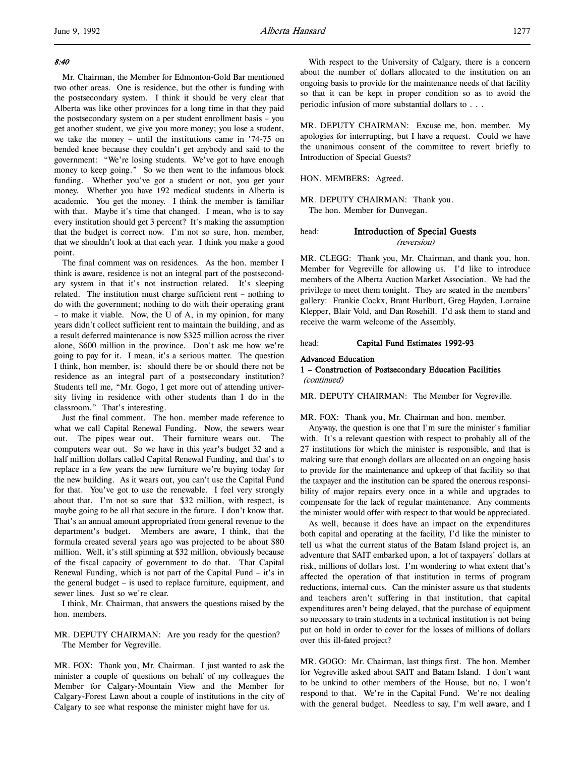*8:40*

Mr. Chairman, the Member for Edmonton-Gold Bar mentioned two other areas. One is residence, but the other is funding with the postsecondary system. I think it should be very clear that Alberta was like other provinces for a long time in that they paid the postsecondary system on a per student enrollment basis – you get another student, we give you more money; you lose a student, we take the money – until the institutions came in '74-75 on bended knee because they couldn't get anybody and said to the government: "We're losing students. We've got to have enough money to keep going." So we then went to the infamous block funding. Whether you've got a student or not, you get your money. Whether you have 192 medical students in Alberta is academic. You get the money. I think the member is familiar with that. Maybe it's time that changed. I mean, who is to say every institution should get 3 percent? It's making the assumption that the budget is correct now. I'm not so sure, hon. member, that we shouldn't look at that each year. I think you make a good point.

The final comment was on residences. As the hon. member I think is aware, residence is not an integral part of the postsecondary system in that it's not instruction related. It's sleeping related. The institution must charge sufficient rent – nothing to do with the government; nothing to do with their operating grant – to make it viable. Now, the U of A, in my opinion, for many years didn't collect sufficient rent to maintain the building, and as a result deferred maintenance is now $325 million across the river alone, $600 million in the province. Don't ask me how we're going to pay for it. I mean, it's a serious matter. The question I think, hon member, is: should there be or should there not be residence as an integral part of a postsecondary institution? Students tell me, "Mr. Gogo, I get more out of attending university living in residence with other students than I do in the classroom." That's interesting.

Just the final comment. The hon. member made reference to what we call Capital Renewal Funding. Now, the sewers wear out. The pipes wear out. Their furniture wears out. The computers wear out. So we have in this year's budget 32 and a half million dollars called Capital Renewal Funding, and that's to replace in a few years the new furniture we're buying today for the new building. As it wears out, you can't use the Capital Fund for that. You've got to use the renewable. I feel very strongly about that. I'm not so sure that $32 million, with respect, is maybe going to be all that secure in the future. I don't know that. That's an annual amount appropriated from general revenue to the department's budget. Members are aware, I think, that the formula created several years ago was projected to be about $80 million. Well, it's still spinning at $32 million, obviously because of the fiscal capacity of government to do that. That Capital Renewal Funding, which is not part of the Capital Fund – it's in the general budget – is used to replace furniture, equipment, and sewer lines. Just so we're clear.

I think, Mr. Chairman, that answers the questions raised by the hon. members.

MR. DEPUTY CHAIRMAN: Are you ready for the question? The Member for Vegreville.

MR. FOX: Thank you, Mr. Chairman. I just wanted to ask the minister a couple of questions on behalf of my colleagues the Member for Calgary-Mountain View and the Member for Calgary-Forest Lawn about a couple of institutions in the city of Calgary to see what response the minister might have for us.

With respect to the University of Calgary, there is a concern about the number of dollars allocated to the institution on an ongoing basis to provide for the maintenance needs of that facility so that it can be kept in proper condition so as to avoid the periodic infusion of more substantial dollars to . . .

MR. DEPUTY CHAIRMAN: Excuse me, hon. member. My apologies for interrupting, but I have a request. Could we have the unanimous consent of the committee to revert briefly to Introduction of Special Guests?

HON. MEMBERS: Agreed.

MR. DEPUTY CHAIRMAN: Thank you. The hon. Member for Dunvegan.

head: **Introduction of Special Guests**
*(reversion)*

MR. CLEGG: Thank you, Mr. Chairman, and thank you, hon. Member for Vegreville for allowing us. I'd like to introduce members of the Alberta Auction Market Association. We had the privilege to meet them tonight. They are seated in the members' gallery: Frankie Cockx, Brant Hurlburt, Greg Hayden, Lorraine Klepper, Blair Vold, and Dan Rosehill. I'd ask them to stand and receive the warm welcome of the Assembly.

head: **Capital Fund Estimates 1992-93**

**Advanced Education**
**1 – Construction of Postsecondary Education Facilities**
*(continued)*

MR. DEPUTY CHAIRMAN: The Member for Vegreville.

MR. FOX: Thank you, Mr. Chairman and hon. member.

Anyway, the question is one that I'm sure the minister's familiar with. It's a relevant question with respect to probably all of the 27 institutions for which the minister is responsible, and that is making sure that enough dollars are allocated on an ongoing basis to provide for the maintenance and upkeep of that facility so that the taxpayer and the institution can be spared the onerous responsibility of major repairs every once in a while and upgrades to compensate for the lack of regular maintenance. Any comments the minister would offer with respect to that would be appreciated.

As well, because it does have an impact on the expenditures both capital and operating at the facility, I'd like the minister to tell us what the current status of the Batam Island project is, an adventure that SAIT embarked upon, a lot of taxpayers' dollars at risk, millions of dollars lost. I'm wondering to what extent that's affected the operation of that institution in terms of program reductions, internal cuts. Can the minister assure us that students and teachers aren't suffering in that institution, that capital expenditures aren't being delayed, that the purchase of equipment so necessary to train students in a technical institution is not being put on hold in order to cover for the losses of millions of dollars over this ill-fated project?

MR. GOGO: Mr. Chairman, last things first. The hon. Member for Vegreville asked about SAIT and Batam Island. I don't want to be unkind to other members of the House, but no, I won't respond to that. We're in the Capital Fund. We're not dealing with the general budget. Needless to say, I'm well aware, and I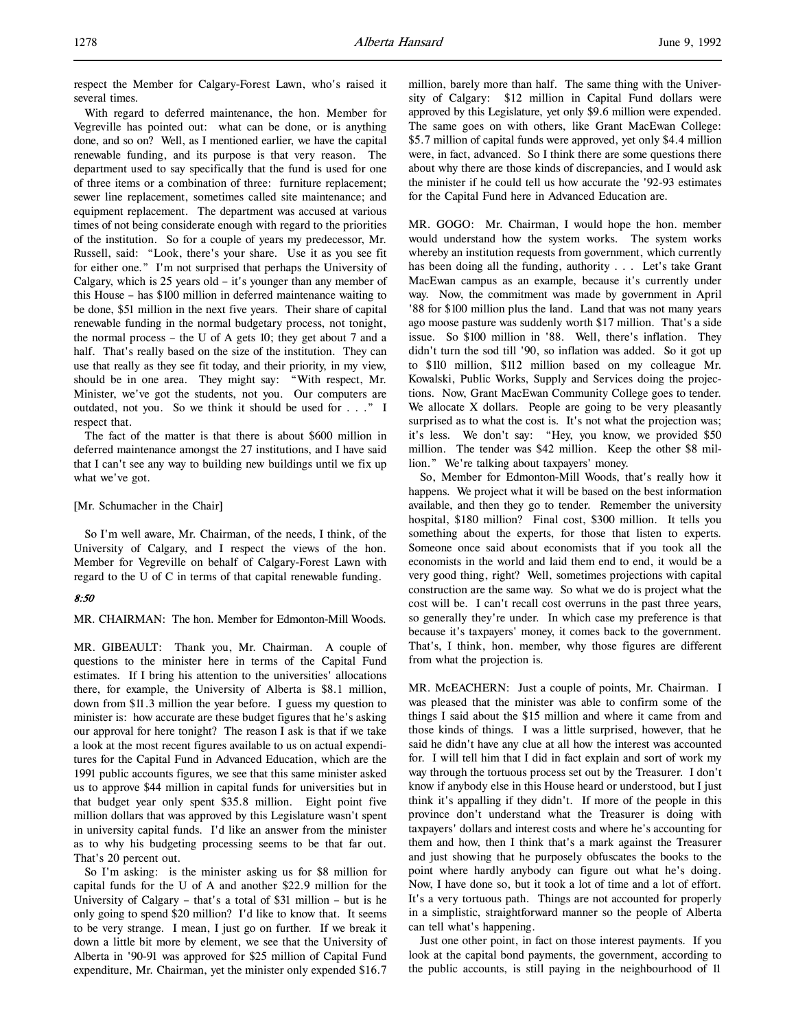respect the Member for Calgary-Forest Lawn, who's raised it several times.

With regard to deferred maintenance, the hon. Member for Vegreville has pointed out: what can be done, or is anything done, and so on? Well, as I mentioned earlier, we have the capital renewable funding, and its purpose is that very reason. The department used to say specifically that the fund is used for one of three items or a combination of three: furniture replacement; sewer line replacement, sometimes called site maintenance; and equipment replacement. The department was accused at various times of not being considerate enough with regard to the priorities of the institution. So for a couple of years my predecessor, Mr. Russell, said: "Look, there's your share. Use it as you see fit for either one." I'm not surprised that perhaps the University of Calgary, which is 25 years old – it's younger than any member of this House – has $100 million in deferred maintenance waiting to be done, $51 million in the next five years. Their share of capital renewable funding in the normal budgetary process, not tonight, the normal process – the U of A gets 10; they get about 7 and a half. That's really based on the size of the institution. They can use that really as they see fit today, and their priority, in my view, should be in one area. They might say: "With respect, Mr. Minister, we've got the students, not you. Our computers are outdated, not you. So we think it should be used for . . ." I respect that.

The fact of the matter is that there is about $600 million in deferred maintenance amongst the 27 institutions, and I have said that I can't see any way to building new buildings until we fix up what we've got.

[Mr. Schumacher in the Chair]

So I'm well aware, Mr. Chairman, of the needs, I think, of the University of Calgary, and I respect the views of the hon. Member for Vegreville on behalf of Calgary-Forest Lawn with regard to the U of C in terms of that capital renewable funding.

*8:50*

MR. CHAIRMAN: The hon. Member for Edmonton-Mill Woods.

MR. GIBEAULT: Thank you, Mr. Chairman. A couple of questions to the minister here in terms of the Capital Fund estimates. If I bring his attention to the universities' allocations there, for example, the University of Alberta is $8.1 million, down from $11.3 million the year before. I guess my question to minister is: how accurate are these budget figures that he's asking our approval for here tonight? The reason I ask is that if we take a look at the most recent figures available to us on actual expenditures for the Capital Fund in Advanced Education, which are the 1991 public accounts figures, we see that this same minister asked us to approve $44 million in capital funds for universities but in that budget year only spent $35.8 million. Eight point five million dollars that was approved by this Legislature wasn't spent in university capital funds. I'd like an answer from the minister as to why his budgeting processing seems to be that far out. That's 20 percent out.

So I'm asking: is the minister asking us for $8 million for capital funds for the U of A and another $22.9 million for the University of Calgary – that's a total of $31 million – but is he only going to spend $20 million? I'd like to know that. It seems to be very strange. I mean, I just go on further. If we break it down a little bit more by element, we see that the University of Alberta in '90-91 was approved for $25 million of Capital Fund expenditure, Mr. Chairman, yet the minister only expended $16.7 million, barely more than half. The same thing with the University of Calgary: $12 million in Capital Fund dollars were approved by this Legislature, yet only $9.6 million were expended. The same goes on with others, like Grant MacEwan College: $5.7 million of capital funds were approved, yet only $4.4 million were, in fact, advanced. So I think there are some questions there about why there are those kinds of discrepancies, and I would ask the minister if he could tell us how accurate the '92-93 estimates for the Capital Fund here in Advanced Education are.

MR. GOGO: Mr. Chairman, I would hope the hon. member would understand how the system works. The system works whereby an institution requests from government, which currently has been doing all the funding, authority . . . Let's take Grant MacEwan campus as an example, because it's currently under way. Now, the commitment was made by government in April '88 for $100 million plus the land. Land that was not many years ago moose pasture was suddenly worth $17 million. That's a side issue. So $100 million in '88. Well, there's inflation. They didn't turn the sod till '90, so inflation was added. So it got up to $110 million, $112 million based on my colleague Mr. Kowalski, Public Works, Supply and Services doing the projections. Now, Grant MacEwan Community College goes to tender. We allocate X dollars. People are going to be very pleasantly surprised as to what the cost is. It's not what the projection was; it's less. We don't say: "Hey, you know, we provided $50 million. The tender was $42 million. Keep the other $8 million." We're talking about taxpayers' money.

So, Member for Edmonton-Mill Woods, that's really how it happens. We project what it will be based on the best information available, and then they go to tender. Remember the university hospital, $180 million? Final cost, $300 million. It tells you something about the experts, for those that listen to experts. Someone once said about economists that if you took all the economists in the world and laid them end to end, it would be a very good thing, right? Well, sometimes projections with capital construction are the same way. So what we do is project what the cost will be. I can't recall cost overruns in the past three years, so generally they're under. In which case my preference is that because it's taxpayers' money, it comes back to the government. That's, I think, hon. member, why those figures are different from what the projection is.

MR. McEACHERN: Just a couple of points, Mr. Chairman. I was pleased that the minister was able to confirm some of the things I said about the $15 million and where it came from and those kinds of things. I was a little surprised, however, that he said he didn't have any clue at all how the interest was accounted for. I will tell him that I did in fact explain and sort of work my way through the tortuous process set out by the Treasurer. I don't know if anybody else in this House heard or understood, but I just think it's appalling if they didn't. If more of the people in this province don't understand what the Treasurer is doing with taxpayers' dollars and interest costs and where he's accounting for them and how, then I think that's a mark against the Treasurer and just showing that he purposely obfuscates the books to the point where hardly anybody can figure out what he's doing. Now, I have done so, but it took a lot of time and a lot of effort. It's a very tortuous path. Things are not accounted for properly in a simplistic, straightforward manner so the people of Alberta can tell what's happening.

Just one other point, in fact on those interest payments. If you look at the capital bond payments, the government, according to the public accounts, is still paying in the neighbourhood of 11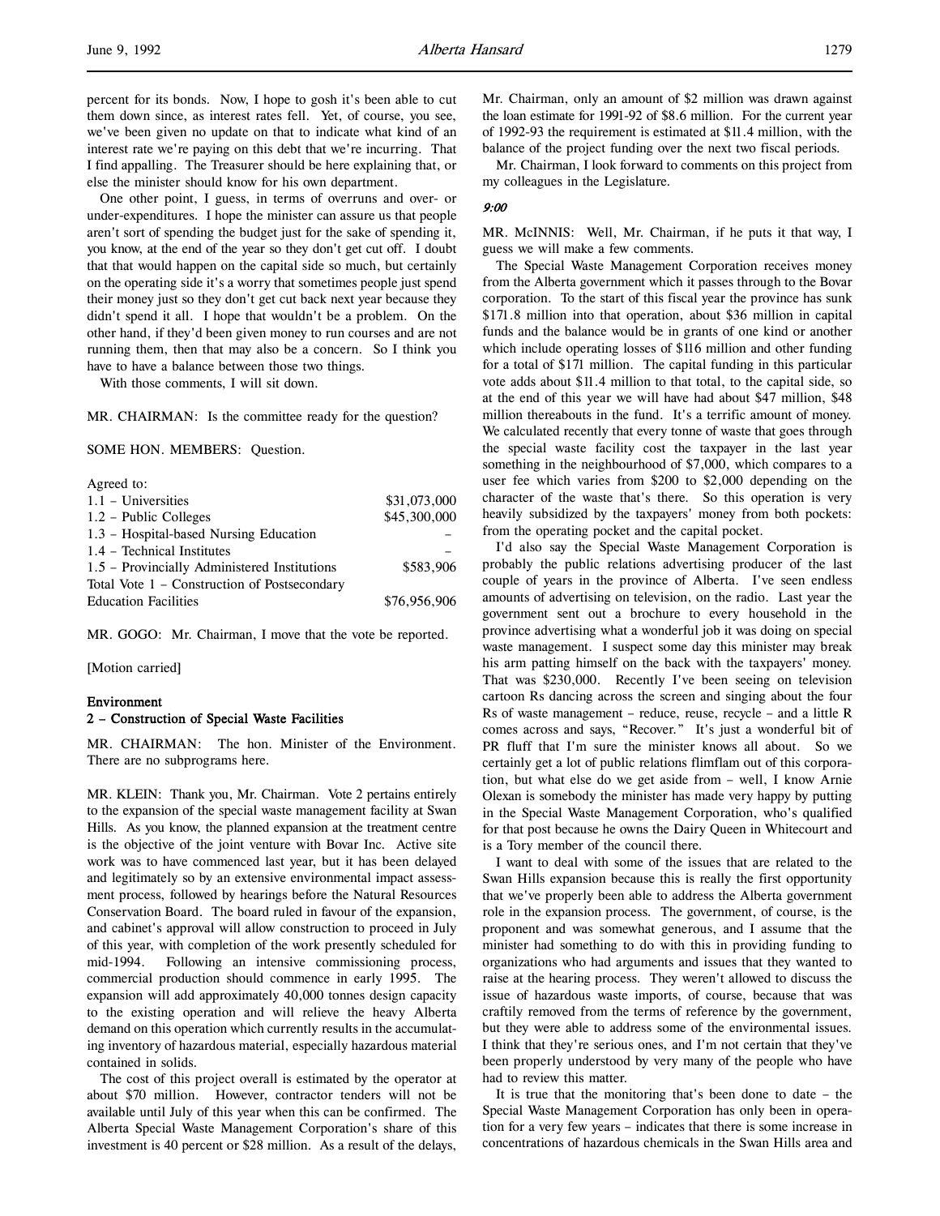percent for its bonds. Now, I hope to gosh it's been able to cut them down since, as interest rates fell. Yet, of course, you see, we've been given no update on that to indicate what kind of an interest rate we're paying on this debt that we're incurring. That I find appalling. The Treasurer should be here explaining that, or else the minister should know for his own department.

One other point, I guess, in terms of overruns and over- or under-expenditures. I hope the minister can assure us that people aren't sort of spending the budget just for the sake of spending it, you know, at the end of the year so they don't get cut off. I doubt that that would happen on the capital side so much, but certainly on the operating side it's a worry that sometimes people just spend their money just so they don't get cut back next year because they didn't spend it all. I hope that wouldn't be a problem. On the other hand, if they'd been given money to run courses and are not running them, then that may also be a concern. So I think you have to have a balance between those two things.

With those comments, I will sit down.

MR. CHAIRMAN: Is the committee ready for the question?

SOME HON. MEMBERS: Question.

Agreed to:

| | |
|---|---|
| 1.1 – Universities | $31,073,000 |
| 1.2 – Public Colleges | $45,300,000 |
| 1.3 – Hospital-based Nursing Education | – |
| 1.4 – Technical Institutes | – |
| 1.5 – Provincially Administered Institutions | $583,906 |
| Total Vote 1 – Construction of Postsecondary Education Facilities | $76,956,906 |

MR. GOGO: Mr. Chairman, I move that the vote be reported.

[Motion carried]

**Environment**
**2 – Construction of Special Waste Facilities**

MR. CHAIRMAN: The hon. Minister of the Environment. There are no subprograms here.

MR. KLEIN: Thank you, Mr. Chairman. Vote 2 pertains entirely to the expansion of the special waste management facility at Swan Hills. As you know, the planned expansion at the treatment centre is the objective of the joint venture with Bovar Inc. Active site work was to have commenced last year, but it has been delayed and legitimately so by an extensive environmental impact assessment process, followed by hearings before the Natural Resources Conservation Board. The board ruled in favour of the expansion, and cabinet's approval will allow construction to proceed in July of this year, with completion of the work presently scheduled for mid-1994. Following an intensive commissioning process, commercial production should commence in early 1995. The expansion will add approximately 40,000 tonnes design capacity to the existing operation and will relieve the heavy Alberta demand on this operation which currently results in the accumulating inventory of hazardous material, especially hazardous material contained in solids.

The cost of this project overall is estimated by the operator at about $70 million. However, contractor tenders will not be available until July of this year when this can be confirmed. The Alberta Special Waste Management Corporation's share of this investment is 40 percent or $28 million. As a result of the delays, Mr. Chairman, only an amount of $2 million was drawn against the loan estimate for 1991-92 of $8.6 million. For the current year of 1992-93 the requirement is estimated at $11.4 million, with the balance of the project funding over the next two fiscal periods.

Mr. Chairman, I look forward to comments on this project from my colleagues in the Legislature.

*9:00*

MR. McINNIS: Well, Mr. Chairman, if he puts it that way, I guess we will make a few comments.

The Special Waste Management Corporation receives money from the Alberta government which it passes through to the Bovar corporation. To the start of this fiscal year the province has sunk $171.8 million into that operation, about $36 million in capital funds and the balance would be in grants of one kind or another which include operating losses of $116 million and other funding for a total of $171 million. The capital funding in this particular vote adds about $11.4 million to that total, to the capital side, so at the end of this year we will have had about $47 million, $48 million thereabouts in the fund. It's a terrific amount of money. We calculated recently that every tonne of waste that goes through the special waste facility cost the taxpayer in the last year something in the neighbourhood of $7,000, which compares to a user fee which varies from $200 to $2,000 depending on the character of the waste that's there. So this operation is very heavily subsidized by the taxpayers' money from both pockets: from the operating pocket and the capital pocket.

I'd also say the Special Waste Management Corporation is probably the public relations advertising producer of the last couple of years in the province of Alberta. I've seen endless amounts of advertising on television, on the radio. Last year the government sent out a brochure to every household in the province advertising what a wonderful job it was doing on special waste management. I suspect some day this minister may break his arm patting himself on the back with the taxpayers' money. That was $230,000. Recently I've been seeing on television cartoon Rs dancing across the screen and singing about the four Rs of waste management – reduce, reuse, recycle – and a little R comes across and says, "Recover." It's just a wonderful bit of PR fluff that I'm sure the minister knows all about. So we certainly get a lot of public relations flimflam out of this corporation, but what else do we get aside from – well, I know Arnie Olexan is somebody the minister has made very happy by putting in the Special Waste Management Corporation, who's qualified for that post because he owns the Dairy Queen in Whitecourt and is a Tory member of the council there.

I want to deal with some of the issues that are related to the Swan Hills expansion because this is really the first opportunity that we've properly been able to address the Alberta government role in the expansion process. The government, of course, is the proponent and was somewhat generous, and I assume that the minister had something to do with this in providing funding to organizations who had arguments and issues that they wanted to raise at the hearing process. They weren't allowed to discuss the issue of hazardous waste imports, of course, because that was craftily removed from the terms of reference by the government, but they were able to address some of the environmental issues. I think that they're serious ones, and I'm not certain that they've been properly understood by very many of the people who have had to review this matter.

It is true that the monitoring that's been done to date – the Special Waste Management Corporation has only been in operation for a very few years – indicates that there is some increase in concentrations of hazardous chemicals in the Swan Hills area and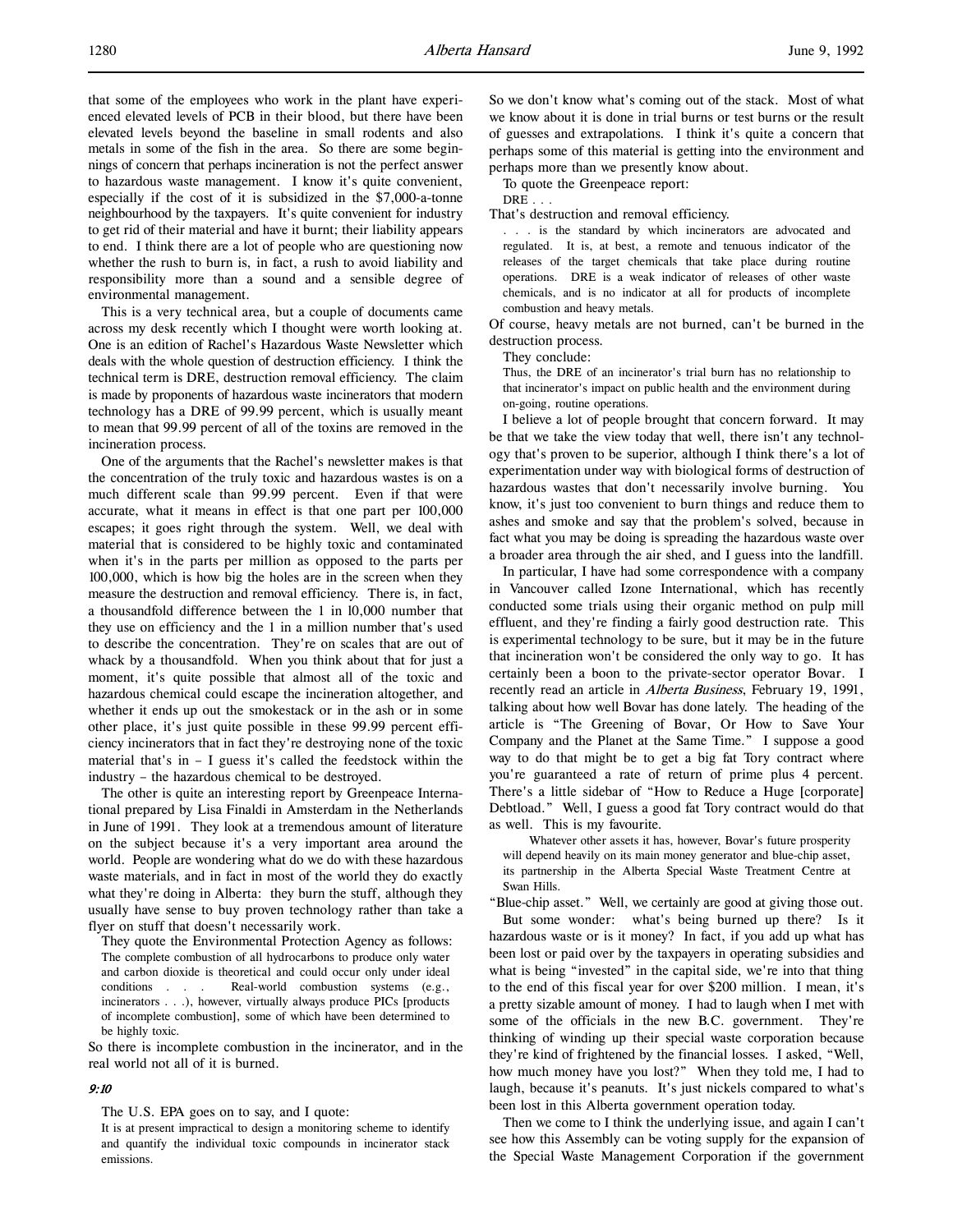that some of the employees who work in the plant have experienced elevated levels of PCB in their blood, but there have been elevated levels beyond the baseline in small rodents and also metals in some of the fish in the area. So there are some beginnings of concern that perhaps incineration is not the perfect answer to hazardous waste management. I know it's quite convenient, especially if the cost of it is subsidized in the $7,000-a-tonne neighbourhood by the taxpayers. It's quite convenient for industry to get rid of their material and have it burnt; their liability appears to end. I think there are a lot of people who are questioning now whether the rush to burn is, in fact, a rush to avoid liability and responsibility more than a sound and a sensible degree of environmental management.

This is a very technical area, but a couple of documents came across my desk recently which I thought were worth looking at. One is an edition of Rachel's Hazardous Waste Newsletter which deals with the whole question of destruction efficiency. I think the technical term is DRE, destruction removal efficiency. The claim is made by proponents of hazardous waste incinerators that modern technology has a DRE of 99.99 percent, which is usually meant to mean that 99.99 percent of all of the toxins are removed in the incineration process.

One of the arguments that the Rachel's newsletter makes is that the concentration of the truly toxic and hazardous wastes is on a much different scale than 99.99 percent. Even if that were accurate, what it means in effect is that one part per 100,000 escapes; it goes right through the system. Well, we deal with material that is considered to be highly toxic and contaminated when it's in the parts per million as opposed to the parts per 100,000, which is how big the holes are in the screen when they measure the destruction and removal efficiency. There is, in fact, a thousandfold difference between the 1 in 10,000 number that they use on efficiency and the 1 in a million number that's used to describe the concentration. They're on scales that are out of whack by a thousandfold. When you think about that for just a moment, it's quite possible that almost all of the toxic and hazardous chemical could escape the incineration altogether, and whether it ends up out the smokestack or in the ash or in some other place, it's just quite possible in these 99.99 percent efficiency incinerators that in fact they're destroying none of the toxic material that's in – I guess it's called the feedstock within the industry – the hazardous chemical to be destroyed.

The other is quite an interesting report by Greenpeace International prepared by Lisa Finaldi in Amsterdam in the Netherlands in June of 1991. They look at a tremendous amount of literature on the subject because it's a very important area around the world. People are wondering what do we do with these hazardous waste materials, and in fact in most of the world they do exactly what they're doing in Alberta: they burn the stuff, although they usually have sense to buy proven technology rather than take a flyer on stuff that doesn't necessarily work.

They quote the Environmental Protection Agency as follows:

> The complete combustion of all hydrocarbons to produce only water and carbon dioxide is theoretical and could occur only under ideal conditions . . . Real-world combustion systems (e.g., incinerators . . .), however, virtually always produce PICs [products of incomplete combustion], some of which have been determined to be highly toxic.

So there is incomplete combustion in the incinerator, and in the real world not all of it is burned.

*9:10*

The U.S. EPA goes on to say, and I quote:

> It is at present impractical to design a monitoring scheme to identify and quantify the individual toxic compounds in incinerator stack emissions.

So we don't know what's coming out of the stack. Most of what we know about it is done in trial burns or test burns or the result of guesses and extrapolations. I think it's quite a concern that perhaps some of this material is getting into the environment and perhaps more than we presently know about.

To quote the Greenpeace report:

> DRE . . .

That's destruction and removal efficiency.

> . . . is the standard by which incinerators are advocated and regulated. It is, at best, a remote and tenuous indicator of the releases of the target chemicals that take place during routine operations. DRE is a weak indicator of releases of other waste chemicals, and is no indicator at all for products of incomplete combustion and heavy metals.

Of course, heavy metals are not burned, can't be burned in the destruction process.

They conclude:

> Thus, the DRE of an incinerator's trial burn has no relationship to that incinerator's impact on public health and the environment during on-going, routine operations.

I believe a lot of people brought that concern forward. It may be that we take the view today that well, there isn't any technology that's proven to be superior, although I think there's a lot of experimentation under way with biological forms of destruction of hazardous wastes that don't necessarily involve burning. You know, it's just too convenient to burn things and reduce them to ashes and smoke and say that the problem's solved, because in fact what you may be doing is spreading the hazardous waste over a broader area through the air shed, and I guess into the landfill.

In particular, I have had some correspondence with a company in Vancouver called Izone International, which has recently conducted some trials using their organic method on pulp mill effluent, and they're finding a fairly good destruction rate. This is experimental technology to be sure, but it may be in the future that incineration won't be considered the only way to go. It has certainly been a boon to the private-sector operator Bovar. I recently read an article in *Alberta Business*, February 19, 1991, talking about how well Bovar has done lately. The heading of the article is "The Greening of Bovar, Or How to Save Your Company and the Planet at the Same Time." I suppose a good way to do that might be to get a big fat Tory contract where you're guaranteed a rate of return of prime plus 4 percent. There's a little sidebar of "How to Reduce a Huge [corporate] Debtload." Well, I guess a good fat Tory contract would do that as well. This is my favourite.

> Whatever other assets it has, however, Bovar's future prosperity will depend heavily on its main money generator and blue-chip asset, its partnership in the Alberta Special Waste Treatment Centre at Swan Hills.

"Blue-chip asset." Well, we certainly are good at giving those out.

But some wonder: what's being burned up there? Is it hazardous waste or is it money? In fact, if you add up what has been lost or paid over by the taxpayers in operating subsidies and what is being "invested" in the capital side, we're into that thing to the end of this fiscal year for over $200 million. I mean, it's a pretty sizable amount of money. I had to laugh when I met with some of the officials in the new B.C. government. They're thinking of winding up their special waste corporation because they're kind of frightened by the financial losses. I asked, "Well, how much money have you lost?" When they told me, I had to laugh, because it's peanuts. It's just nickels compared to what's been lost in this Alberta government operation today.

Then we come to I think the underlying issue, and again I can't see how this Assembly can be voting supply for the expansion of the Special Waste Management Corporation if the government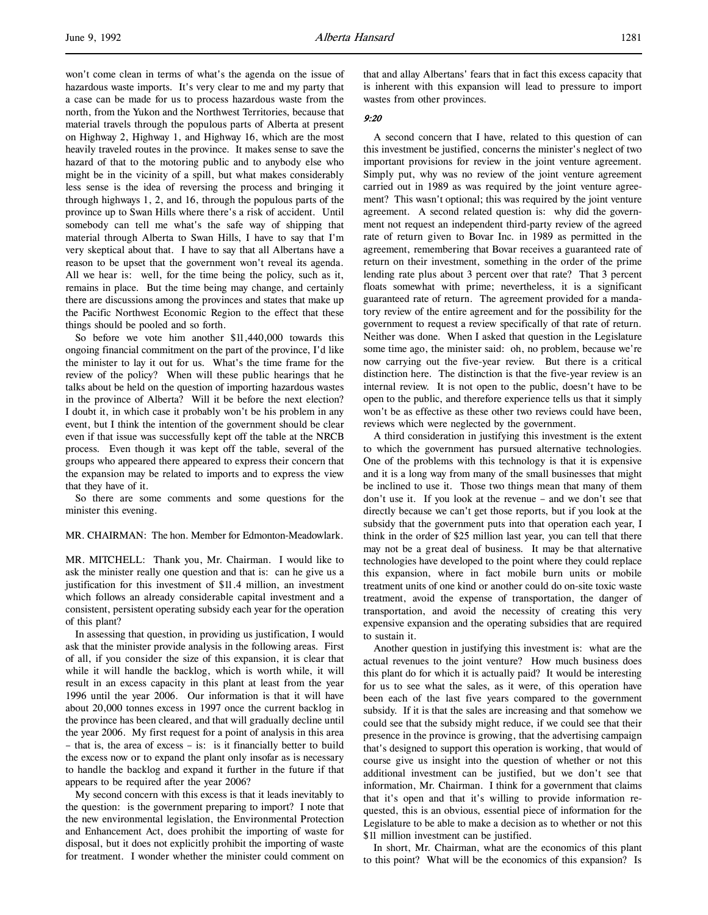won't come clean in terms of what's the agenda on the issue of hazardous waste imports. It's very clear to me and my party that a case can be made for us to process hazardous waste from the north, from the Yukon and the Northwest Territories, because that material travels through the populous parts of Alberta at present on Highway 2, Highway 1, and Highway 16, which are the most heavily traveled routes in the province. It makes sense to save the hazard of that to the motoring public and to anybody else who might be in the vicinity of a spill, but what makes considerably less sense is the idea of reversing the process and bringing it through highways 1, 2, and 16, through the populous parts of the province up to Swan Hills where there's a risk of accident. Until somebody can tell me what's the safe way of shipping that material through Alberta to Swan Hills, I have to say that I'm very skeptical about that. I have to say that all Albertans have a reason to be upset that the government won't reveal its agenda. All we hear is: well, for the time being the policy, such as it, remains in place. But the time being may change, and certainly there are discussions among the provinces and states that make up the Pacific Northwest Economic Region to the effect that these things should be pooled and so forth.

So before we vote him another $11,440,000 towards this ongoing financial commitment on the part of the province, I'd like the minister to lay it out for us. What's the time frame for the review of the policy? When will these public hearings that he talks about be held on the question of importing hazardous wastes in the province of Alberta? Will it be before the next election? I doubt it, in which case it probably won't be his problem in any event, but I think the intention of the government should be clear even if that issue was successfully kept off the table at the NRCB process. Even though it was kept off the table, several of the groups who appeared there appeared to express their concern that the expansion may be related to imports and to express the view that they have of it.

So there are some comments and some questions for the minister this evening.

MR. CHAIRMAN: The hon. Member for Edmonton-Meadowlark.

MR. MITCHELL: Thank you, Mr. Chairman. I would like to ask the minister really one question and that is: can he give us a justification for this investment of $11.4 million, an investment which follows an already considerable capital investment and a consistent, persistent operating subsidy each year for the operation of this plant?

In assessing that question, in providing us justification, I would ask that the minister provide analysis in the following areas. First of all, if you consider the size of this expansion, it is clear that while it will handle the backlog, which is worth while, it will result in an excess capacity in this plant at least from the year 1996 until the year 2006. Our information is that it will have about 20,000 tonnes excess in 1997 once the current backlog in the province has been cleared, and that will gradually decline until the year 2006. My first request for a point of analysis in this area – that is, the area of excess – is: is it financially better to build the excess now or to expand the plant only insofar as is necessary to handle the backlog and expand it further in the future if that appears to be required after the year 2006?

My second concern with this excess is that it leads inevitably to the question: is the government preparing to import? I note that the new environmental legislation, the Environmental Protection and Enhancement Act, does prohibit the importing of waste for disposal, but it does not explicitly prohibit the importing of waste for treatment. I wonder whether the minister could comment on that and allay Albertans' fears that in fact this excess capacity that is inherent with this expansion will lead to pressure to import wastes from other provinces.

*9:20*

A second concern that I have, related to this question of can this investment be justified, concerns the minister's neglect of two important provisions for review in the joint venture agreement. Simply put, why was no review of the joint venture agreement carried out in 1989 as was required by the joint venture agreement? This wasn't optional; this was required by the joint venture agreement. A second related question is: why did the government not request an independent third-party review of the agreed rate of return given to Bovar Inc. in 1989 as permitted in the agreement, remembering that Bovar receives a guaranteed rate of return on their investment, something in the order of the prime lending rate plus about 3 percent over that rate? That 3 percent floats somewhat with prime; nevertheless, it is a significant guaranteed rate of return. The agreement provided for a mandatory review of the entire agreement and for the possibility for the government to request a review specifically of that rate of return. Neither was done. When I asked that question in the Legislature some time ago, the minister said: oh, no problem, because we're now carrying out the five-year review. But there is a critical distinction here. The distinction is that the five-year review is an internal review. It is not open to the public, doesn't have to be open to the public, and therefore experience tells us that it simply won't be as effective as these other two reviews could have been, reviews which were neglected by the government.

A third consideration in justifying this investment is the extent to which the government has pursued alternative technologies. One of the problems with this technology is that it is expensive and it is a long way from many of the small businesses that might be inclined to use it. Those two things mean that many of them don't use it. If you look at the revenue – and we don't see that directly because we can't get those reports, but if you look at the subsidy that the government puts into that operation each year, I think in the order of $25 million last year, you can tell that there may not be a great deal of business. It may be that alternative technologies have developed to the point where they could replace this expansion, where in fact mobile burn units or mobile treatment units of one kind or another could do on-site toxic waste treatment, avoid the expense of transportation, the danger of transportation, and avoid the necessity of creating this very expensive expansion and the operating subsidies that are required to sustain it.

Another question in justifying this investment is: what are the actual revenues to the joint venture? How much business does this plant do for which it is actually paid? It would be interesting for us to see what the sales, as it were, of this operation have been each of the last five years compared to the government subsidy. If it is that the sales are increasing and that somehow we could see that the subsidy might reduce, if we could see that their presence in the province is growing, that the advertising campaign that's designed to support this operation is working, that would of course give us insight into the question of whether or not this additional investment can be justified, but we don't see that information, Mr. Chairman. I think for a government that claims that it's open and that it's willing to provide information requested, this is an obvious, essential piece of information for the Legislature to be able to make a decision as to whether or not this $11 million investment can be justified.

In short, Mr. Chairman, what are the economics of this plant to this point? What will be the economics of this expansion? Is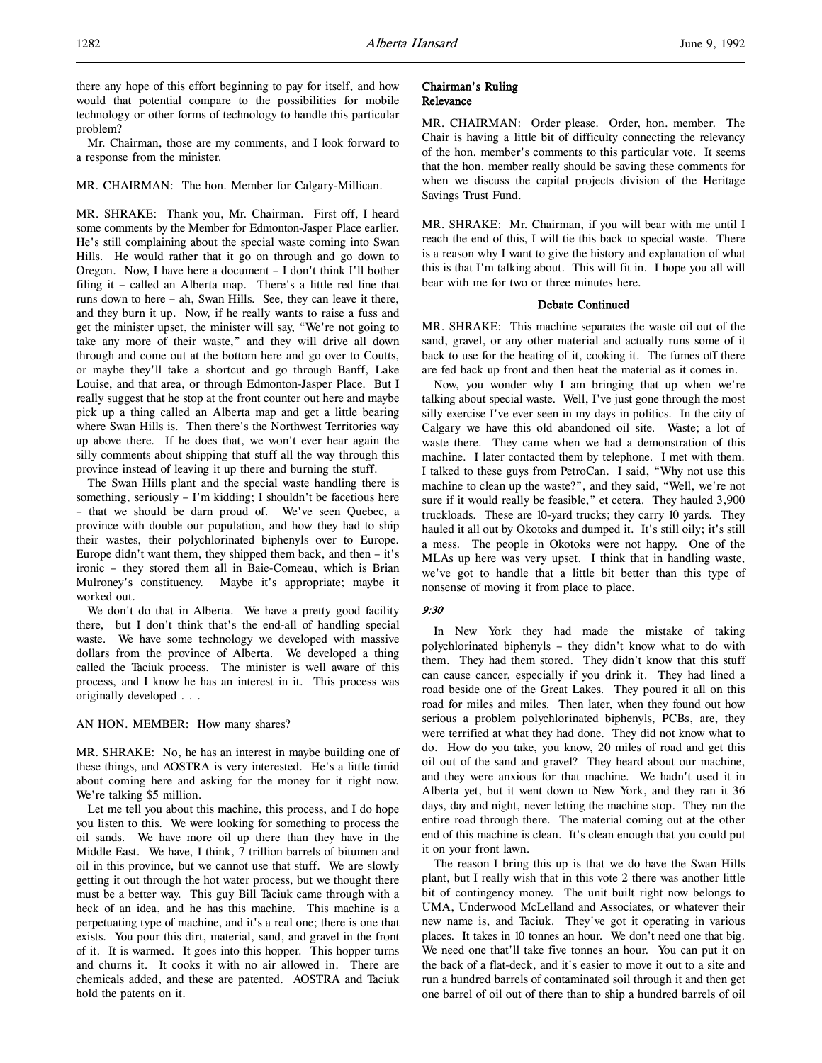there any hope of this effort beginning to pay for itself, and how would that potential compare to the possibilities for mobile technology or other forms of technology to handle this particular problem?

Mr. Chairman, those are my comments, and I look forward to a response from the minister.

MR. CHAIRMAN: The hon. Member for Calgary-Millican.

MR. SHRAKE: Thank you, Mr. Chairman. First off, I heard some comments by the Member for Edmonton-Jasper Place earlier. He's still complaining about the special waste coming into Swan Hills. He would rather that it go on through and go down to Oregon. Now, I have here a document – I don't think I'll bother filing it – called an Alberta map. There's a little red line that runs down to here – ah, Swan Hills. See, they can leave it there, and they burn it up. Now, if he really wants to raise a fuss and get the minister upset, the minister will say, "We're not going to take any more of their waste," and they will drive all down through and come out at the bottom here and go over to Coutts, or maybe they'll take a shortcut and go through Banff, Lake Louise, and that area, or through Edmonton-Jasper Place. But I really suggest that he stop at the front counter out here and maybe pick up a thing called an Alberta map and get a little bearing where Swan Hills is. Then there's the Northwest Territories way up above there. If he does that, we won't ever hear again the silly comments about shipping that stuff all the way through this province instead of leaving it up there and burning the stuff.

The Swan Hills plant and the special waste handling there is something, seriously – I'm kidding; I shouldn't be facetious here – that we should be darn proud of. We've seen Quebec, a province with double our population, and how they had to ship their wastes, their polychlorinated biphenyls over to Europe. Europe didn't want them, they shipped them back, and then – it's ironic – they stored them all in Baie-Comeau, which is Brian Mulroney's constituency. Maybe it's appropriate; maybe it worked out.

We don't do that in Alberta. We have a pretty good facility there, but I don't think that's the end-all of handling special waste. We have some technology we developed with massive dollars from the province of Alberta. We developed a thing called the Taciuk process. The minister is well aware of this process, and I know he has an interest in it. This process was originally developed . . .

AN HON. MEMBER: How many shares?

MR. SHRAKE: No, he has an interest in maybe building one of these things, and AOSTRA is very interested. He's a little timid about coming here and asking for the money for it right now. We're talking $5 million.

Let me tell you about this machine, this process, and I do hope you listen to this. We were looking for something to process the oil sands. We have more oil up there than they have in the Middle East. We have, I think, 7 trillion barrels of bitumen and oil in this province, but we cannot use that stuff. We are slowly getting it out through the hot water process, but we thought there must be a better way. This guy Bill Taciuk came through with a heck of an idea, and he has this machine. This machine is a perpetuating type of machine, and it's a real one; there is one that exists. You pour this dirt, material, sand, and gravel in the front of it. It is warmed. It goes into this hopper. This hopper turns and churns it. It cooks it with no air allowed in. There are chemicals added, and these are patented. AOSTRA and Taciuk hold the patents on it.

### Chairman's Ruling
### Relevance

MR. CHAIRMAN: Order please. Order, hon. member. The Chair is having a little bit of difficulty connecting the relevancy of the hon. member's comments to this particular vote. It seems that the hon. member really should be saving these comments for when we discuss the capital projects division of the Heritage Savings Trust Fund.

MR. SHRAKE: Mr. Chairman, if you will bear with me until I reach the end of this, I will tie this back to special waste. There is a reason why I want to give the history and explanation of what this is that I'm talking about. This will fit in. I hope you all will bear with me for two or three minutes here.

### Debate Continued

MR. SHRAKE: This machine separates the waste oil out of the sand, gravel, or any other material and actually runs some of it back to use for the heating of it, cooking it. The fumes off there are fed back up front and then heat the material as it comes in.

Now, you wonder why I am bringing that up when we're talking about special waste. Well, I've just gone through the most silly exercise I've ever seen in my days in politics. In the city of Calgary we have this old abandoned oil site. Waste; a lot of waste there. They came when we had a demonstration of this machine. I later contacted them by telephone. I met with them. I talked to these guys from PetroCan. I said, "Why not use this machine to clean up the waste?", and they said, "Well, we're not sure if it would really be feasible," et cetera. They hauled 3,900 truckloads. These are 10-yard trucks; they carry 10 yards. They hauled it all out by Okotoks and dumped it. It's still oily; it's still a mess. The people in Okotoks were not happy. One of the MLAs up here was very upset. I think that in handling waste, we've got to handle that a little bit better than this type of nonsense of moving it from place to place.

*9:30*

In New York they had made the mistake of taking polychlorinated biphenyls – they didn't know what to do with them. They had them stored. They didn't know that this stuff can cause cancer, especially if you drink it. They had lined a road beside one of the Great Lakes. They poured it all on this road for miles and miles. Then later, when they found out how serious a problem polychlorinated biphenyls, PCBs, are, they were terrified at what they had done. They did not know what to do. How do you take, you know, 20 miles of road and get this oil out of the sand and gravel? They heard about our machine, and they were anxious for that machine. We hadn't used it in Alberta yet, but it went down to New York, and they ran it 36 days, day and night, never letting the machine stop. They ran the entire road through there. The material coming out at the other end of this machine is clean. It's clean enough that you could put it on your front lawn.

The reason I bring this up is that we do have the Swan Hills plant, but I really wish that in this vote 2 there was another little bit of contingency money. The unit built right now belongs to UMA, Underwood McLelland and Associates, or whatever their new name is, and Taciuk. They've got it operating in various places. It takes in 10 tonnes an hour. We don't need one that big. We need one that'll take five tonnes an hour. You can put it on the back of a flat-deck, and it's easier to move it out to a site and run a hundred barrels of contaminated soil through it and then get one barrel of oil out of there than to ship a hundred barrels of oil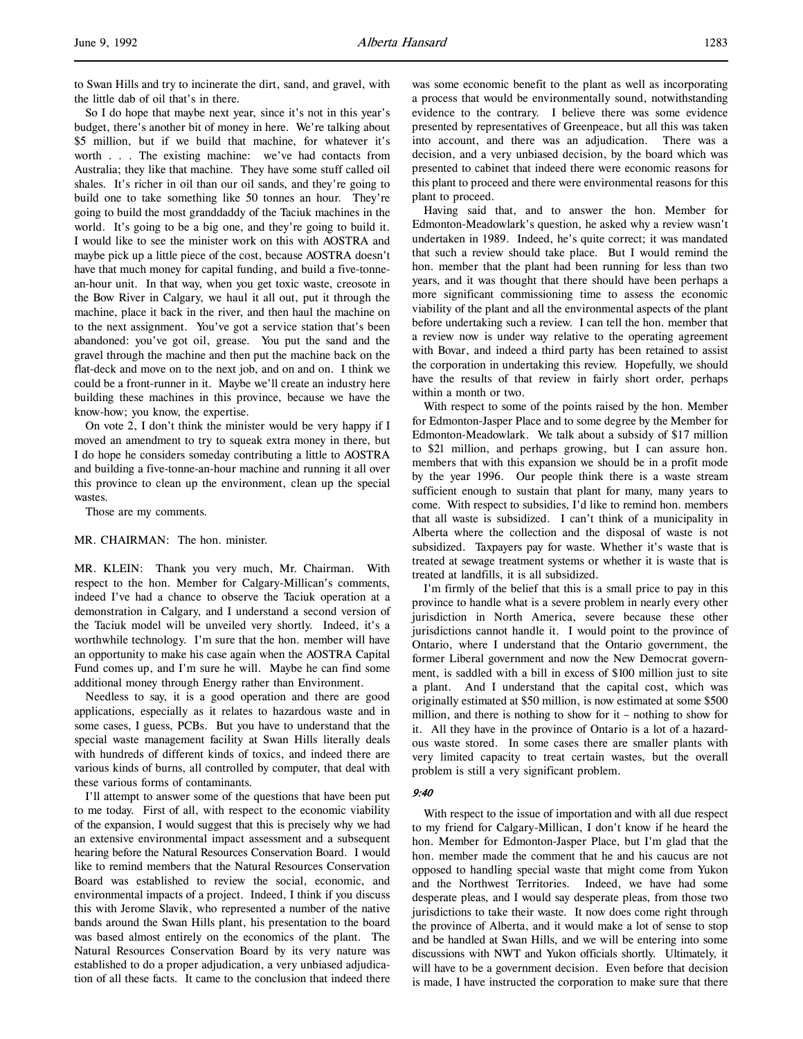to Swan Hills and try to incinerate the dirt, sand, and gravel, with the little dab of oil that's in there.

So I do hope that maybe next year, since it's not in this year's budget, there's another bit of money in here. We're talking about $5 million, but if we build that machine, for whatever it's worth . . . The existing machine: we've had contacts from Australia; they like that machine. They have some stuff called oil shales. It's richer in oil than our oil sands, and they're going to build one to take something like 50 tonnes an hour. They're going to build the most granddaddy of the Taciuk machines in the world. It's going to be a big one, and they're going to build it. I would like to see the minister work on this with AOSTRA and maybe pick up a little piece of the cost, because AOSTRA doesn't have that much money for capital funding, and build a five-tonne-an-hour unit. In that way, when you get toxic waste, creosote in the Bow River in Calgary, we haul it all out, put it through the machine, place it back in the river, and then haul the machine on to the next assignment. You've got a service station that's been abandoned: you've got oil, grease. You put the sand and the gravel through the machine and then put the machine back on the flat-deck and move on to the next job, and on and on. I think we could be a front-runner in it. Maybe we'll create an industry here building these machines in this province, because we have the know-how; you know, the expertise.

On vote 2, I don't think the minister would be very happy if I moved an amendment to try to squeak extra money in there, but I do hope he considers someday contributing a little to AOSTRA and building a five-tonne-an-hour machine and running it all over this province to clean up the environment, clean up the special wastes.

Those are my comments.

MR. CHAIRMAN: The hon. minister.

MR. KLEIN: Thank you very much, Mr. Chairman. With respect to the hon. Member for Calgary-Millican's comments, indeed I've had a chance to observe the Taciuk operation at a demonstration in Calgary, and I understand a second version of the Taciuk model will be unveiled very shortly. Indeed, it's a worthwhile technology. I'm sure that the hon. member will have an opportunity to make his case again when the AOSTRA Capital Fund comes up, and I'm sure he will. Maybe he can find some additional money through Energy rather than Environment.

Needless to say, it is a good operation and there are good applications, especially as it relates to hazardous waste and in some cases, I guess, PCBs. But you have to understand that the special waste management facility at Swan Hills literally deals with hundreds of different kinds of toxics, and indeed there are various kinds of burns, all controlled by computer, that deal with these various forms of contaminants.

I'll attempt to answer some of the questions that have been put to me today. First of all, with respect to the economic viability of the expansion, I would suggest that this is precisely why we had an extensive environmental impact assessment and a subsequent hearing before the Natural Resources Conservation Board. I would like to remind members that the Natural Resources Conservation Board was established to review the social, economic, and environmental impacts of a project. Indeed, I think if you discuss this with Jerome Slavik, who represented a number of the native bands around the Swan Hills plant, his presentation to the board was based almost entirely on the economics of the plant. The Natural Resources Conservation Board by its very nature was established to do a proper adjudication, a very unbiased adjudication of all these facts. It came to the conclusion that indeed there was some economic benefit to the plant as well as incorporating a process that would be environmentally sound, notwithstanding evidence to the contrary. I believe there was some evidence presented by representatives of Greenpeace, but all this was taken into account, and there was an adjudication. There was a decision, and a very unbiased decision, by the board which was presented to cabinet that indeed there were economic reasons for this plant to proceed and there were environmental reasons for this plant to proceed.

Having said that, and to answer the hon. Member for Edmonton-Meadowlark's question, he asked why a review wasn't undertaken in 1989. Indeed, he's quite correct; it was mandated that such a review should take place. But I would remind the hon. member that the plant had been running for less than two years, and it was thought that there should have been perhaps a more significant commissioning time to assess the economic viability of the plant and all the environmental aspects of the plant before undertaking such a review. I can tell the hon. member that a review now is under way relative to the operating agreement with Bovar, and indeed a third party has been retained to assist the corporation in undertaking this review. Hopefully, we should have the results of that review in fairly short order, perhaps within a month or two.

With respect to some of the points raised by the hon. Member for Edmonton-Jasper Place and to some degree by the Member for Edmonton-Meadowlark. We talk about a subsidy of $17 million to $21 million, and perhaps growing, but I can assure hon. members that with this expansion we should be in a profit mode by the year 1996. Our people think there is a waste stream sufficient enough to sustain that plant for many, many years to come. With respect to subsidies, I'd like to remind hon. members that all waste is subsidized. I can't think of a municipality in Alberta where the collection and the disposal of waste is not subsidized. Taxpayers pay for waste. Whether it's waste that is treated at sewage treatment systems or whether it is waste that is treated at landfills, it is all subsidized.

I'm firmly of the belief that this is a small price to pay in this province to handle what is a severe problem in nearly every other jurisdiction in North America, severe because these other jurisdictions cannot handle it. I would point to the province of Ontario, where I understand that the Ontario government, the former Liberal government and now the New Democrat government, is saddled with a bill in excess of $100 million just to site a plant. And I understand that the capital cost, which was originally estimated at $50 million, is now estimated at some $500 million, and there is nothing to show for it – nothing to show for it. All they have in the province of Ontario is a lot of a hazardous waste stored. In some cases there are smaller plants with very limited capacity to treat certain wastes, but the overall problem is still a very significant problem.

*9:40*

With respect to the issue of importation and with all due respect to my friend for Calgary-Millican, I don't know if he heard the hon. Member for Edmonton-Jasper Place, but I'm glad that the hon. member made the comment that he and his caucus are not opposed to handling special waste that might come from Yukon and the Northwest Territories. Indeed, we have had some desperate pleas, and I would say desperate pleas, from those two jurisdictions to take their waste. It now does come right through the province of Alberta, and it would make a lot of sense to stop and be handled at Swan Hills, and we will be entering into some discussions with NWT and Yukon officials shortly. Ultimately, it will have to be a government decision. Even before that decision is made, I have instructed the corporation to make sure that there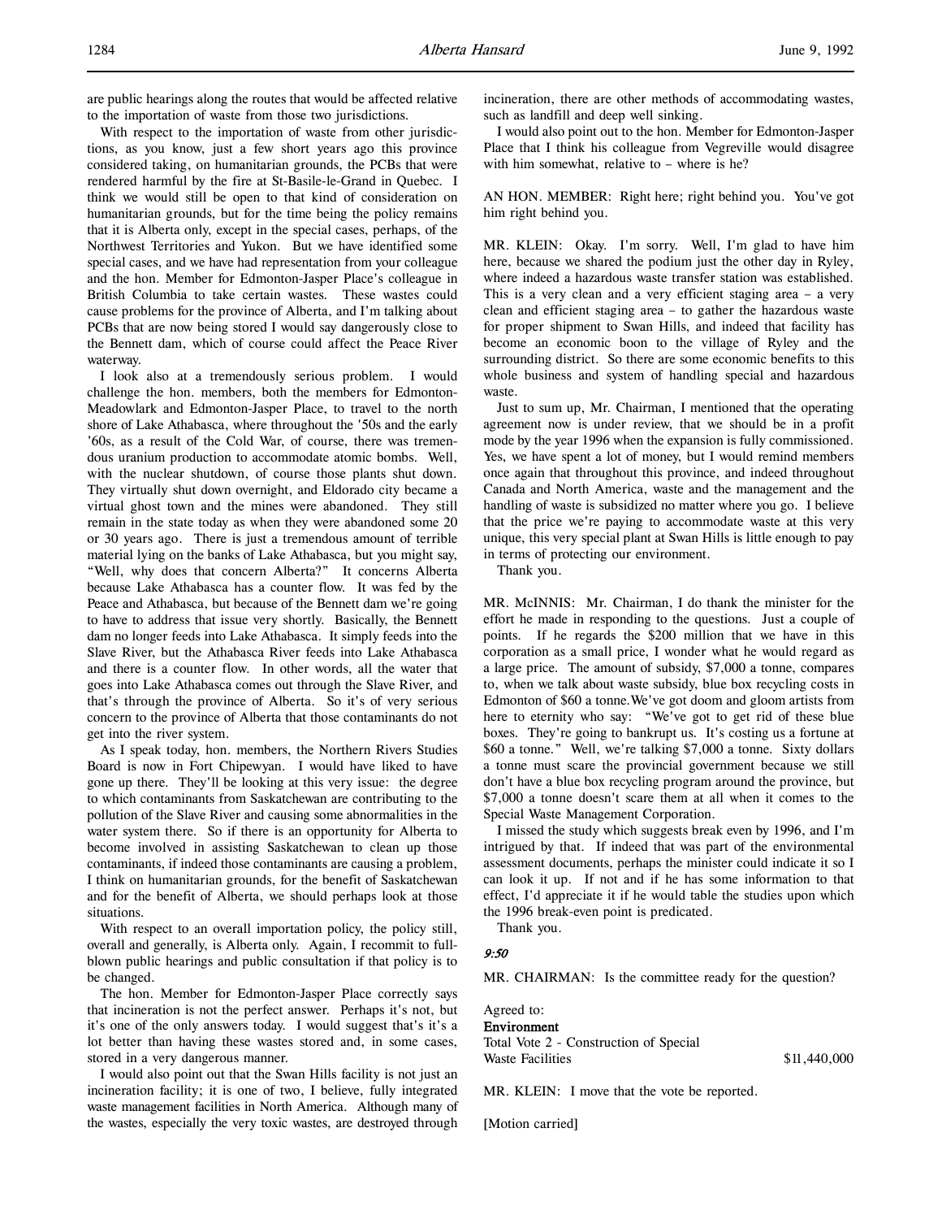are public hearings along the routes that would be affected relative to the importation of waste from those two jurisdictions.

With respect to the importation of waste from other jurisdictions, as you know, just a few short years ago this province considered taking, on humanitarian grounds, the PCBs that were rendered harmful by the fire at St-Basile-le-Grand in Quebec. I think we would still be open to that kind of consideration on humanitarian grounds, but for the time being the policy remains that it is Alberta only, except in the special cases, perhaps, of the Northwest Territories and Yukon. But we have identified some special cases, and we have had representation from your colleague and the hon. Member for Edmonton-Jasper Place's colleague in British Columbia to take certain wastes. These wastes could cause problems for the province of Alberta, and I'm talking about PCBs that are now being stored I would say dangerously close to the Bennett dam, which of course could affect the Peace River waterway.

I look also at a tremendously serious problem. I would challenge the hon. members, both the members for Edmonton-Meadowlark and Edmonton-Jasper Place, to travel to the north shore of Lake Athabasca, where throughout the '50s and the early '60s, as a result of the Cold War, of course, there was tremendous uranium production to accommodate atomic bombs. Well, with the nuclear shutdown, of course those plants shut down. They virtually shut down overnight, and Eldorado city became a virtual ghost town and the mines were abandoned. They still remain in the state today as when they were abandoned some 20 or 30 years ago. There is just a tremendous amount of terrible material lying on the banks of Lake Athabasca, but you might say, "Well, why does that concern Alberta?" It concerns Alberta because Lake Athabasca has a counter flow. It was fed by the Peace and Athabasca, but because of the Bennett dam we're going to have to address that issue very shortly. Basically, the Bennett dam no longer feeds into Lake Athabasca. It simply feeds into the Slave River, but the Athabasca River feeds into Lake Athabasca and there is a counter flow. In other words, all the water that goes into Lake Athabasca comes out through the Slave River, and that's through the province of Alberta. So it's of very serious concern to the province of Alberta that those contaminants do not get into the river system.

As I speak today, hon. members, the Northern Rivers Studies Board is now in Fort Chipewyan. I would have liked to have gone up there. They'll be looking at this very issue: the degree to which contaminants from Saskatchewan are contributing to the pollution of the Slave River and causing some abnormalities in the water system there. So if there is an opportunity for Alberta to become involved in assisting Saskatchewan to clean up those contaminants, if indeed those contaminants are causing a problem, I think on humanitarian grounds, for the benefit of Saskatchewan and for the benefit of Alberta, we should perhaps look at those situations.

With respect to an overall importation policy, the policy still, overall and generally, is Alberta only. Again, I recommit to full-blown public hearings and public consultation if that policy is to be changed.

The hon. Member for Edmonton-Jasper Place correctly says that incineration is not the perfect answer. Perhaps it's not, but it's one of the only answers today. I would suggest that's it's a lot better than having these wastes stored and, in some cases, stored in a very dangerous manner.

I would also point out that the Swan Hills facility is not just an incineration facility; it is one of two, I believe, fully integrated waste management facilities in North America. Although many of the wastes, especially the very toxic wastes, are destroyed through incineration, there are other methods of accommodating wastes, such as landfill and deep well sinking.

I would also point out to the hon. Member for Edmonton-Jasper Place that I think his colleague from Vegreville would disagree with him somewhat, relative to – where is he?

AN HON. MEMBER: Right here; right behind you. You've got him right behind you.

MR. KLEIN: Okay. I'm sorry. Well, I'm glad to have him here, because we shared the podium just the other day in Ryley, where indeed a hazardous waste transfer station was established. This is a very clean and a very efficient staging area – a very clean and efficient staging area – to gather the hazardous waste for proper shipment to Swan Hills, and indeed that facility has become an economic boon to the village of Ryley and the surrounding district. So there are some economic benefits to this whole business and system of handling special and hazardous waste.

Just to sum up, Mr. Chairman, I mentioned that the operating agreement now is under review, that we should be in a profit mode by the year 1996 when the expansion is fully commissioned. Yes, we have spent a lot of money, but I would remind members once again that throughout this province, and indeed throughout Canada and North America, waste and the management and the handling of waste is subsidized no matter where you go. I believe that the price we're paying to accommodate waste at this very unique, this very special plant at Swan Hills is little enough to pay in terms of protecting our environment.

Thank you.

MR. McINNIS: Mr. Chairman, I do thank the minister for the effort he made in responding to the questions. Just a couple of points. If he regards the $200 million that we have in this corporation as a small price, I wonder what he would regard as a large price. The amount of subsidy, $7,000 a tonne, compares to, when we talk about waste subsidy, blue box recycling costs in Edmonton of $60 a tonne.We've got doom and gloom artists from here to eternity who say: "We've got to get rid of these blue boxes. They're going to bankrupt us. It's costing us a fortune at $60 a tonne." Well, we're talking $7,000 a tonne. Sixty dollars a tonne must scare the provincial government because we still don't have a blue box recycling program around the province, but $7,000 a tonne doesn't scare them at all when it comes to the Special Waste Management Corporation.

I missed the study which suggests break even by 1996, and I'm intrigued by that. If indeed that was part of the environmental assessment documents, perhaps the minister could indicate it so I can look it up. If not and if he has some information to that effect, I'd appreciate it if he would table the studies upon which the 1996 break-even point is predicated.

Thank you.

*9:50*

MR. CHAIRMAN: Is the committee ready for the question?

Agreed to:
**Environment**

| | |
|---|---|
| Total Vote 2 - Construction of Special Waste Facilities | $11,440,000 |

MR. KLEIN: I move that the vote be reported.

[Motion carried]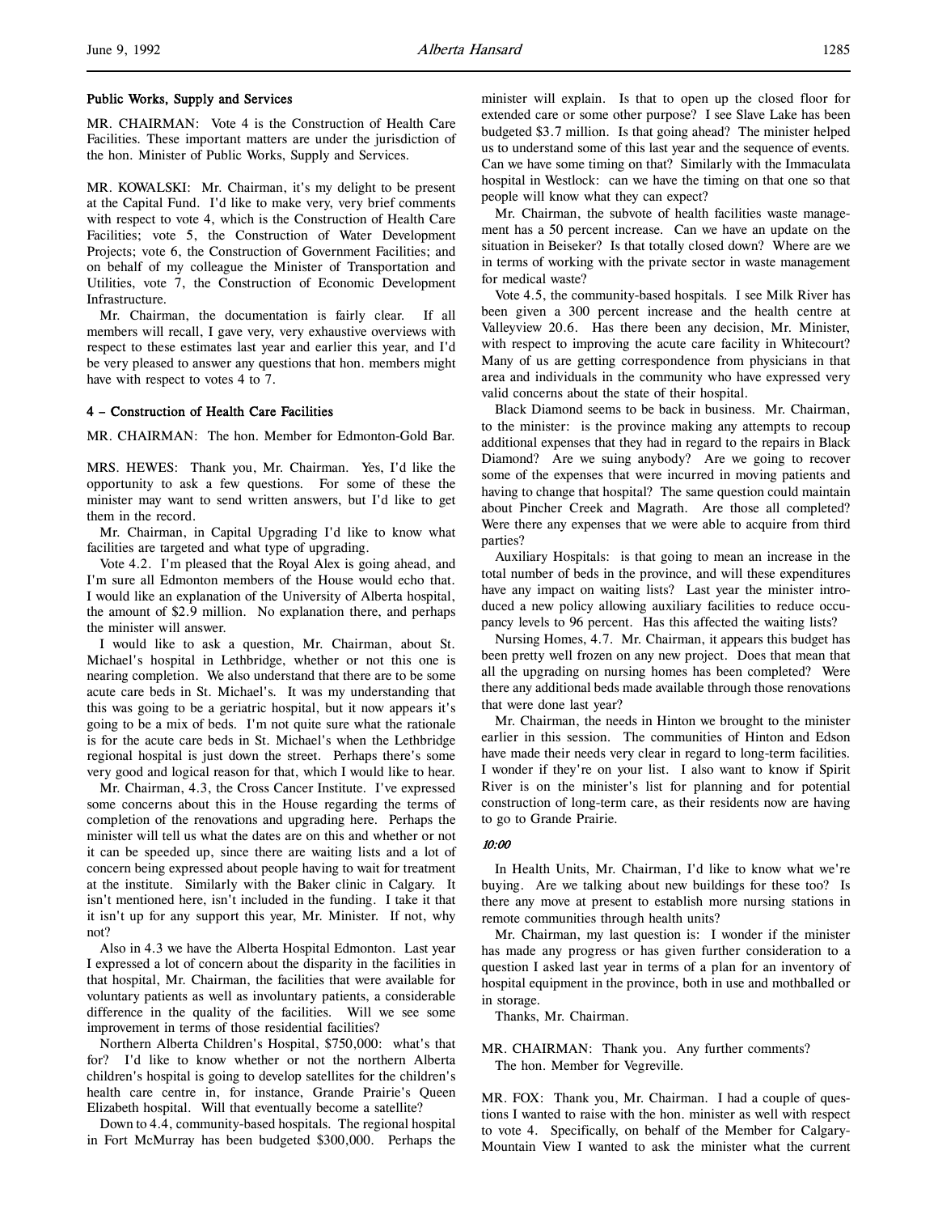### Public Works, Supply and Services

MR. CHAIRMAN: Vote 4 is the Construction of Health Care Facilities. These important matters are under the jurisdiction of the hon. Minister of Public Works, Supply and Services.

MR. KOWALSKI: Mr. Chairman, it's my delight to be present at the Capital Fund. I'd like to make very, very brief comments with respect to vote 4, which is the Construction of Health Care Facilities; vote 5, the Construction of Water Development Projects; vote 6, the Construction of Government Facilities; and on behalf of my colleague the Minister of Transportation and Utilities, vote 7, the Construction of Economic Development Infrastructure.

Mr. Chairman, the documentation is fairly clear. If all members will recall, I gave very, very exhaustive overviews with respect to these estimates last year and earlier this year, and I'd be very pleased to answer any questions that hon. members might have with respect to votes 4 to 7.

### 4 – Construction of Health Care Facilities

MR. CHAIRMAN: The hon. Member for Edmonton-Gold Bar.

MRS. HEWES: Thank you, Mr. Chairman. Yes, I'd like the opportunity to ask a few questions. For some of these the minister may want to send written answers, but I'd like to get them in the record.

Mr. Chairman, in Capital Upgrading I'd like to know what facilities are targeted and what type of upgrading.

Vote 4.2. I'm pleased that the Royal Alex is going ahead, and I'm sure all Edmonton members of the House would echo that. I would like an explanation of the University of Alberta hospital, the amount of $2.9 million. No explanation there, and perhaps the minister will answer.

I would like to ask a question, Mr. Chairman, about St. Michael's hospital in Lethbridge, whether or not this one is nearing completion. We also understand that there are to be some acute care beds in St. Michael's. It was my understanding that this was going to be a geriatric hospital, but it now appears it's going to be a mix of beds. I'm not quite sure what the rationale is for the acute care beds in St. Michael's when the Lethbridge regional hospital is just down the street. Perhaps there's some very good and logical reason for that, which I would like to hear.

Mr. Chairman, 4.3, the Cross Cancer Institute. I've expressed some concerns about this in the House regarding the terms of completion of the renovations and upgrading here. Perhaps the minister will tell us what the dates are on this and whether or not it can be speeded up, since there are waiting lists and a lot of concern being expressed about people having to wait for treatment at the institute. Similarly with the Baker clinic in Calgary. It isn't mentioned here, isn't included in the funding. I take it that it isn't up for any support this year, Mr. Minister. If not, why not?

Also in 4.3 we have the Alberta Hospital Edmonton. Last year I expressed a lot of concern about the disparity in the facilities in that hospital, Mr. Chairman, the facilities that were available for voluntary patients as well as involuntary patients, a considerable difference in the quality of the facilities. Will we see some improvement in terms of those residential facilities?

Northern Alberta Children's Hospital, $750,000: what's that for? I'd like to know whether or not the northern Alberta children's hospital is going to develop satellites for the children's health care centre in, for instance, Grande Prairie's Queen Elizabeth hospital. Will that eventually become a satellite?

Down to 4.4, community-based hospitals. The regional hospital in Fort McMurray has been budgeted $300,000. Perhaps the minister will explain. Is that to open up the closed floor for extended care or some other purpose? I see Slave Lake has been budgeted $3.7 million. Is that going ahead? The minister helped us to understand some of this last year and the sequence of events. Can we have some timing on that? Similarly with the Immaculata hospital in Westlock: can we have the timing on that one so that people will know what they can expect?

Mr. Chairman, the subvote of health facilities waste management has a 50 percent increase. Can we have an update on the situation in Beiseker? Is that totally closed down? Where are we in terms of working with the private sector in waste management for medical waste?

Vote 4.5, the community-based hospitals. I see Milk River has been given a 300 percent increase and the health centre at Valleyview 20.6. Has there been any decision, Mr. Minister, with respect to improving the acute care facility in Whitecourt? Many of us are getting correspondence from physicians in that area and individuals in the community who have expressed very valid concerns about the state of their hospital.

Black Diamond seems to be back in business. Mr. Chairman, to the minister: is the province making any attempts to recoup additional expenses that they had in regard to the repairs in Black Diamond? Are we suing anybody? Are we going to recover some of the expenses that were incurred in moving patients and having to change that hospital? The same question could maintain about Pincher Creek and Magrath. Are those all completed? Were there any expenses that we were able to acquire from third parties?

Auxiliary Hospitals: is that going to mean an increase in the total number of beds in the province, and will these expenditures have any impact on waiting lists? Last year the minister introduced a new policy allowing auxiliary facilities to reduce occupancy levels to 96 percent. Has this affected the waiting lists?

Nursing Homes, 4.7. Mr. Chairman, it appears this budget has been pretty well frozen on any new project. Does that mean that all the upgrading on nursing homes has been completed? Were there any additional beds made available through those renovations that were done last year?

Mr. Chairman, the needs in Hinton we brought to the minister earlier in this session. The communities of Hinton and Edson have made their needs very clear in regard to long-term facilities. I wonder if they're on your list. I also want to know if Spirit River is on the minister's list for planning and for potential construction of long-term care, as their residents now are having to go to Grande Prairie.

*10:00*

In Health Units, Mr. Chairman, I'd like to know what we're buying. Are we talking about new buildings for these too? Is there any move at present to establish more nursing stations in remote communities through health units?

Mr. Chairman, my last question is: I wonder if the minister has made any progress or has given further consideration to a question I asked last year in terms of a plan for an inventory of hospital equipment in the province, both in use and mothballed or in storage.

Thanks, Mr. Chairman.

MR. CHAIRMAN: Thank you. Any further comments?

The hon. Member for Vegreville.

MR. FOX: Thank you, Mr. Chairman. I had a couple of questions I wanted to raise with the hon. minister as well with respect to vote 4. Specifically, on behalf of the Member for Calgary-Mountain View I wanted to ask the minister what the current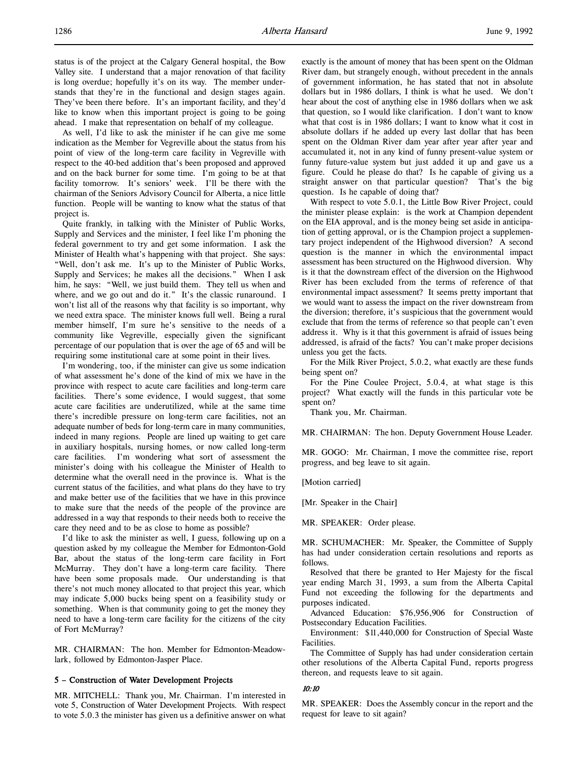status is of the project at the Calgary General hospital, the Bow Valley site. I understand that a major renovation of that facility is long overdue; hopefully it's on its way. The member understands that they're in the functional and design stages again. They've been there before. It's an important facility, and they'd like to know when this important project is going to be going ahead. I make that representation on behalf of my colleague.

As well, I'd like to ask the minister if he can give me some indication as the Member for Vegreville about the status from his point of view of the long-term care facility in Vegreville with respect to the 40-bed addition that's been proposed and approved and on the back burner for some time. I'm going to be at that facility tomorrow. It's seniors' week. I'll be there with the chairman of the Seniors Advisory Council for Alberta, a nice little function. People will be wanting to know what the status of that project is.

Quite frankly, in talking with the Minister of Public Works, Supply and Services and the minister, I feel like I'm phoning the federal government to try and get some information. I ask the Minister of Health what's happening with that project. She says: "Well, don't ask me. It's up to the Minister of Public Works, Supply and Services; he makes all the decisions." When I ask him, he says: "Well, we just build them. They tell us when and where, and we go out and do it." It's the classic runaround. I won't list all of the reasons why that facility is so important, why we need extra space. The minister knows full well. Being a rural member himself, I'm sure he's sensitive to the needs of a community like Vegreville, especially given the significant percentage of our population that is over the age of 65 and will be requiring some institutional care at some point in their lives.

I'm wondering, too, if the minister can give us some indication of what assessment he's done of the kind of mix we have in the province with respect to acute care facilities and long-term care facilities. There's some evidence, I would suggest, that some acute care facilities are underutilized, while at the same time there's incredible pressure on long-term care facilities, not an adequate number of beds for long-term care in many communities, indeed in many regions. People are lined up waiting to get care in auxiliary hospitals, nursing homes, or now called long-term care facilities. I'm wondering what sort of assessment the minister's doing with his colleague the Minister of Health to determine what the overall need in the province is. What is the current status of the facilities, and what plans do they have to try and make better use of the facilities that we have in this province to make sure that the needs of the people of the province are addressed in a way that responds to their needs both to receive the care they need and to be as close to home as possible?

I'd like to ask the minister as well, I guess, following up on a question asked by my colleague the Member for Edmonton-Gold Bar, about the status of the long-term care facility in Fort McMurray. They don't have a long-term care facility. There have been some proposals made. Our understanding is that there's not much money allocated to that project this year, which may indicate 5,000 bucks being spent on a feasibility study or something. When is that community going to get the money they need to have a long-term care facility for the citizens of the city of Fort McMurray?

MR. CHAIRMAN: The hon. Member for Edmonton-Meadowlark, followed by Edmonton-Jasper Place.

### 5 – Construction of Water Development Projects

MR. MITCHELL: Thank you, Mr. Chairman. I'm interested in vote 5, Construction of Water Development Projects. With respect to vote 5.0.3 the minister has given us a definitive answer on what exactly is the amount of money that has been spent on the Oldman River dam, but strangely enough, without precedent in the annals of government information, he has stated that not in absolute dollars but in 1986 dollars, I think is what he used. We don't hear about the cost of anything else in 1986 dollars when we ask that question, so I would like clarification. I don't want to know what that cost is in 1986 dollars; I want to know what it cost in absolute dollars if he added up every last dollar that has been spent on the Oldman River dam year after year after year and accumulated it, not in any kind of funny present-value system or funny future-value system but just added it up and gave us a figure. Could he please do that? Is he capable of giving us a straight answer on that particular question? That's the big question. Is he capable of doing that?

With respect to vote 5.0.1, the Little Bow River Project, could the minister please explain: is the work at Champion dependent on the EIA approval, and is the money being set aside in anticipation of getting approval, or is the Champion project a supplementary project independent of the Highwood diversion? A second question is the manner in which the environmental impact assessment has been structured on the Highwood diversion. Why is it that the downstream effect of the diversion on the Highwood River has been excluded from the terms of reference of that environmental impact assessment? It seems pretty important that we would want to assess the impact on the river downstream from the diversion; therefore, it's suspicious that the government would exclude that from the terms of reference so that people can't even address it. Why is it that this government is afraid of issues being addressed, is afraid of the facts? You can't make proper decisions unless you get the facts.

For the Milk River Project, 5.0.2, what exactly are these funds being spent on?

For the Pine Coulee Project, 5.0.4, at what stage is this project? What exactly will the funds in this particular vote be spent on?

Thank you, Mr. Chairman.

MR. CHAIRMAN: The hon. Deputy Government House Leader.

MR. GOGO: Mr. Chairman, I move the committee rise, report progress, and beg leave to sit again.

[Motion carried]

[Mr. Speaker in the Chair]

MR. SPEAKER: Order please.

MR. SCHUMACHER: Mr. Speaker, the Committee of Supply has had under consideration certain resolutions and reports as follows.

Resolved that there be granted to Her Majesty for the fiscal year ending March 31, 1993, a sum from the Alberta Capital Fund not exceeding the following for the departments and purposes indicated.

Advanced Education: $76,956,906 for Construction of Postsecondary Education Facilities.

Environment: $11,440,000 for Construction of Special Waste Facilities.

The Committee of Supply has had under consideration certain other resolutions of the Alberta Capital Fund, reports progress thereon, and requests leave to sit again.

*10:10*

MR. SPEAKER: Does the Assembly concur in the report and the request for leave to sit again?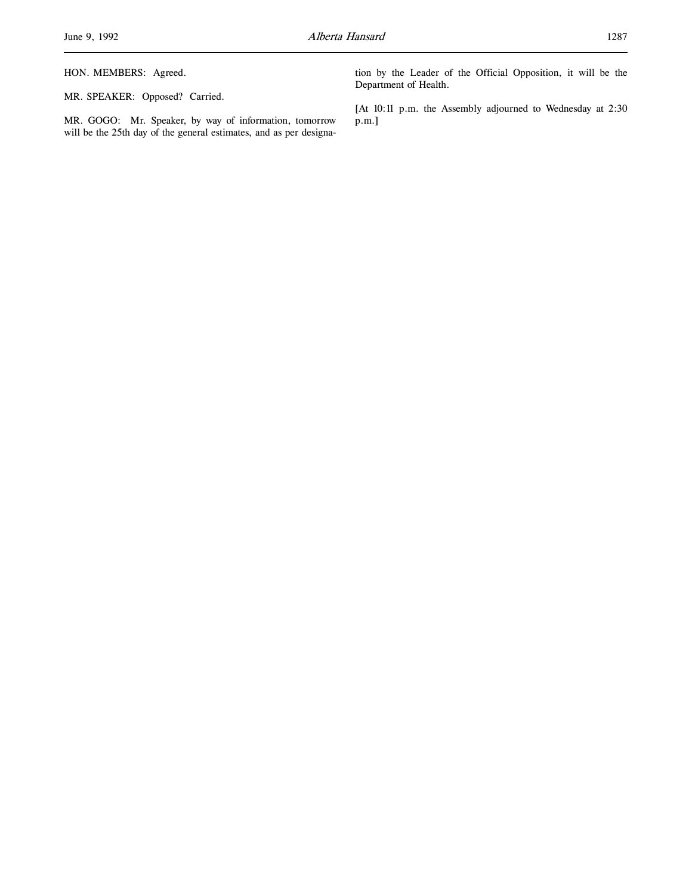HON. MEMBERS: Agreed.

MR. SPEAKER: Opposed? Carried.

MR. GOGO: Mr. Speaker, by way of information, tomorrow will be the 25th day of the general estimates, and as per designation by the Leader of the Official Opposition, it will be the Department of Health.

[At 10:11 p.m. the Assembly adjourned to Wednesday at 2:30 p.m.]